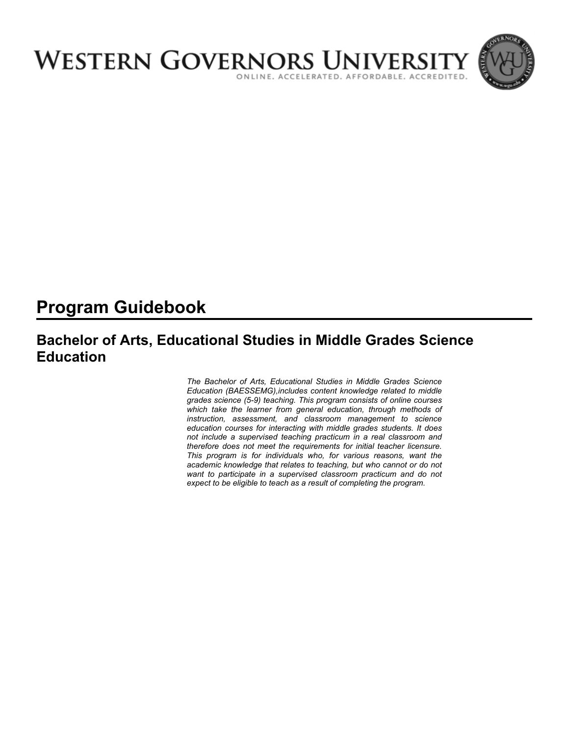# WESTERN GOVERNORS UNIVERSITY

ONLINE. ACCELERATED. AFFORDABLE. ACCREDITED.

# Program Guidebook

## Bachelor of Arts, Educational Studies in Middle Grades Science Education

*The Bachelor of Arts, Educational Studies in Middle Grades Science Education (BAESSEMG),includes content knowledge related to middle grades science (5-9) teaching. This program consists of online courses which take the learner from general education, through methods of instruction, assessment, and classroom management to science education courses for interacting with middle grades students. It does not include a supervised teaching practicum in a real classroom and therefore does not meet the requirements for initial teacher licensure. This program is for individuals who, for various reasons, want the academic knowledge that relates to teaching, but who cannot or do not want to participate in a supervised classroom practicum and do not expect to be eligible to teach as a result of completing the program.*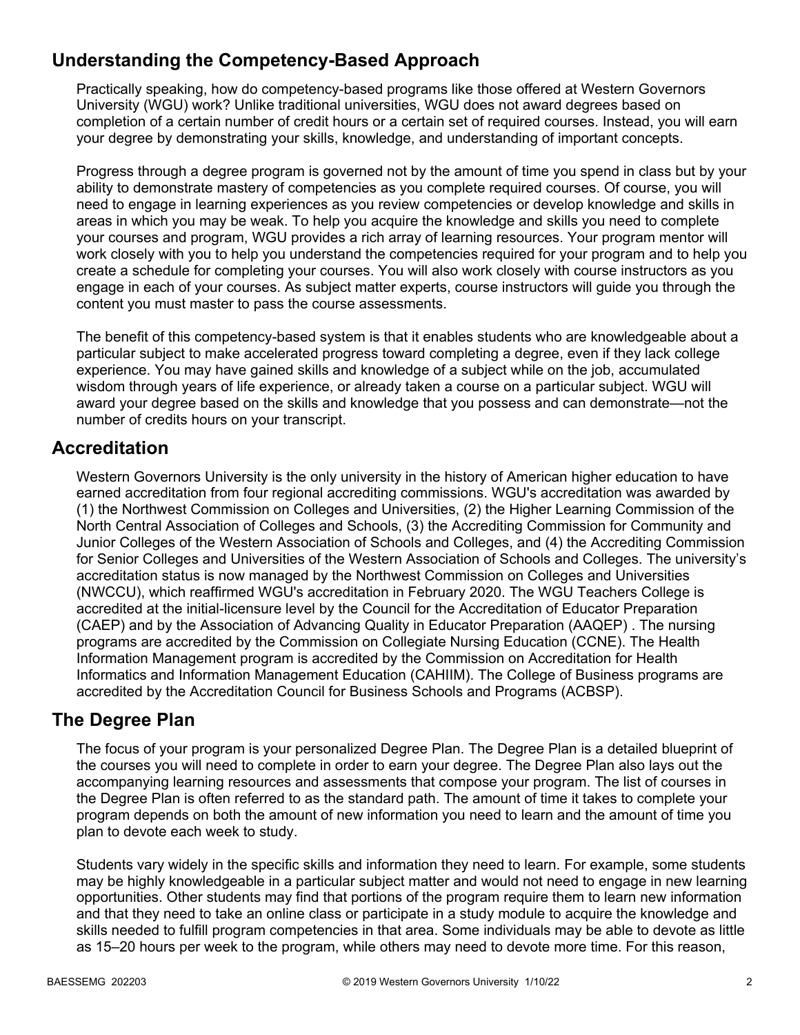## Understanding the Competency-Based Approach

Practically speaking, how do competency-based programs like those offered at Western Governors University (WGU) work? Unlike traditional universities, WGU does not award degrees based on completion of a certain number of credit hours or a certain set of required courses. Instead, you will earn your degree by demonstrating your skills, knowledge, and understanding of important concepts.

Progress through a degree program is governed not by the amount of time you spend in class but by your ability to demonstrate mastery of competencies as you complete required courses. Of course, you will need to engage in learning experiences as you review competencies or develop knowledge and skills in areas in which you may be weak. To help you acquire the knowledge and skills you need to complete your courses and program, WGU provides a rich array of learning resources. Your program mentor will work closely with you to help you understand the competencies required for your program and to help you create a schedule for completing your courses. You will also work closely with course instructors as you engage in each of your courses. As subject matter experts, course instructors will guide you through the content you must master to pass the course assessments.

The benefit of this competency-based system is that it enables students who are knowledgeable about a particular subject to make accelerated progress toward completing a degree, even if they lack college experience. You may have gained skills and knowledge of a subject while on the job, accumulated wisdom through years of life experience, or already taken a course on a particular subject. WGU will award your degree based on the skills and knowledge that you possess and can demonstrate—not the number of credits hours on your transcript.

## Accreditation

Western Governors University is the only university in the history of American higher education to have earned accreditation from four regional accrediting commissions. WGU's accreditation was awarded by (1) the Northwest Commission on Colleges and Universities, (2) the Higher Learning Commission of the North Central Association of Colleges and Schools, (3) the Accrediting Commission for Community and Junior Colleges of the Western Association of Schools and Colleges, and (4) the Accrediting Commission for Senior Colleges and Universities of the Western Association of Schools and Colleges. The university's accreditation status is now managed by the Northwest Commission on Colleges and Universities (NWCCU), which reaffirmed WGU's accreditation in February 2020. The WGU Teachers College is accredited at the initial-licensure level by the Council for the Accreditation of Educator Preparation (CAEP) and by the Association of Advancing Quality in Educator Preparation (AAQEP) . The nursing programs are accredited by the Commission on Collegiate Nursing Education (CCNE). The Health Information Management program is accredited by the Commission on Accreditation for Health Informatics and Information Management Education (CAHIIM). The College of Business programs are accredited by the Accreditation Council for Business Schools and Programs (ACBSP).

## The Degree Plan

The focus of your program is your personalized Degree Plan. The Degree Plan is a detailed blueprint of the courses you will need to complete in order to earn your degree. The Degree Plan also lays out the accompanying learning resources and assessments that compose your program. The list of courses in the Degree Plan is often referred to as the standard path. The amount of time it takes to complete your program depends on both the amount of new information you need to learn and the amount of time you plan to devote each week to study.

Students vary widely in the specific skills and information they need to learn. For example, some students may be highly knowledgeable in a particular subject matter and would not need to engage in new learning opportunities. Other students may find that portions of the program require them to learn new information and that they need to take an online class or participate in a study module to acquire the knowledge and skills needed to fulfill program competencies in that area. Some individuals may be able to devote as little as 15–20 hours per week to the program, while others may need to devote more time. For this reason,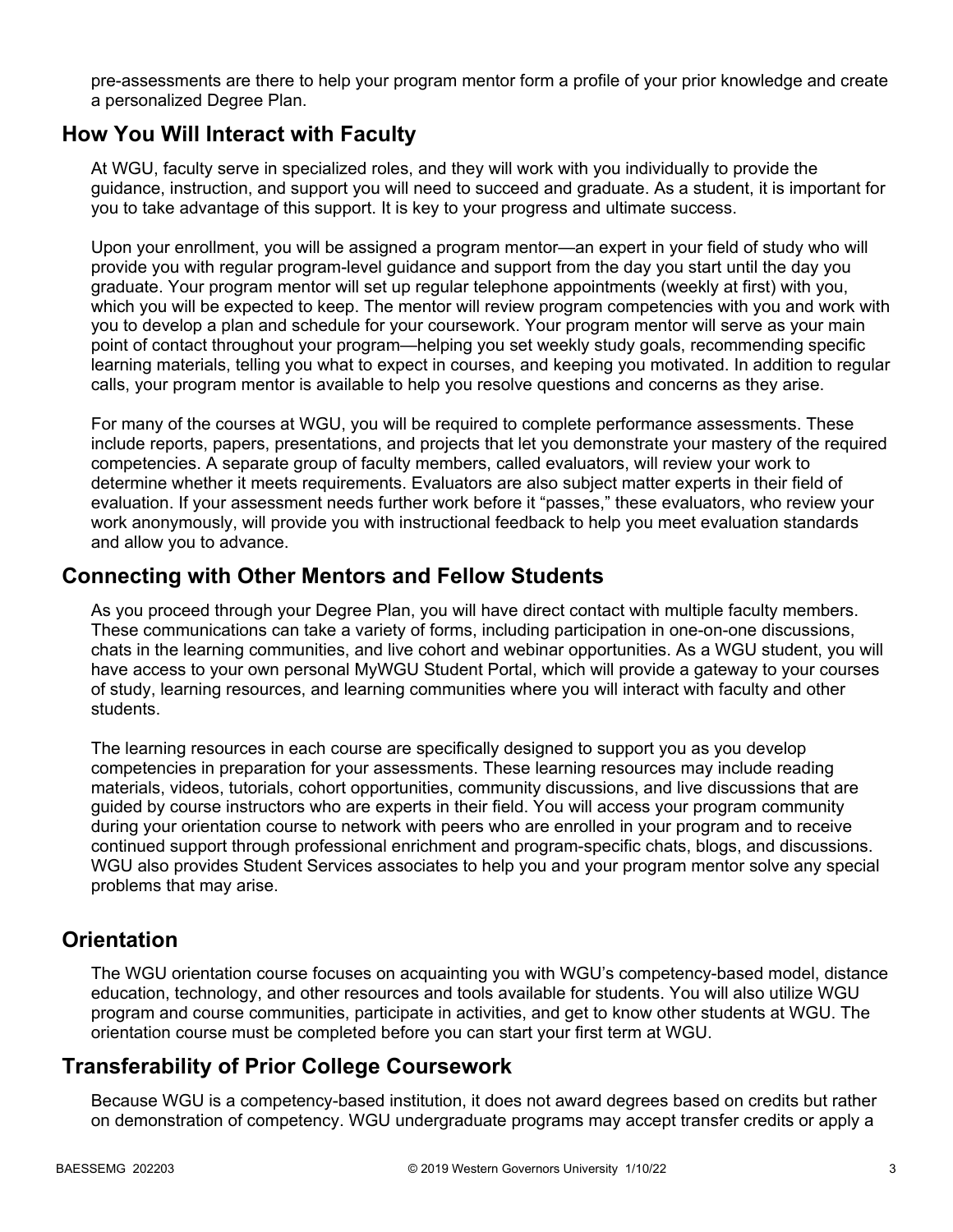pre-assessments are there to help your program mentor form a profile of your prior knowledge and create a personalized Degree Plan.

## How You Will Interact with Faculty

At WGU, faculty serve in specialized roles, and they will work with you individually to provide the guidance, instruction, and support you will need to succeed and graduate. As a student, it is important for you to take advantage of this support. It is key to your progress and ultimate success.

Upon your enrollment, you will be assigned a program mentor—an expert in your field of study who will provide you with regular program-level guidance and support from the day you start until the day you graduate. Your program mentor will set up regular telephone appointments (weekly at first) with you, which you will be expected to keep. The mentor will review program competencies with you and work with you to develop a plan and schedule for your coursework. Your program mentor will serve as your main point of contact throughout your program—helping you set weekly study goals, recommending specific learning materials, telling you what to expect in courses, and keeping you motivated. In addition to regular calls, your program mentor is available to help you resolve questions and concerns as they arise.

For many of the courses at WGU, you will be required to complete performance assessments. These include reports, papers, presentations, and projects that let you demonstrate your mastery of the required competencies. A separate group of faculty members, called evaluators, will review your work to determine whether it meets requirements. Evaluators are also subject matter experts in their field of evaluation. If your assessment needs further work before it "passes," these evaluators, who review your work anonymously, will provide you with instructional feedback to help you meet evaluation standards and allow you to advance.

## Connecting with Other Mentors and Fellow Students

As you proceed through your Degree Plan, you will have direct contact with multiple faculty members. These communications can take a variety of forms, including participation in one-on-one discussions, chats in the learning communities, and live cohort and webinar opportunities. As a WGU student, you will have access to your own personal MyWGU Student Portal, which will provide a gateway to your courses of study, learning resources, and learning communities where you will interact with faculty and other students.

The learning resources in each course are specifically designed to support you as you develop competencies in preparation for your assessments. These learning resources may include reading materials, videos, tutorials, cohort opportunities, community discussions, and live discussions that are guided by course instructors who are experts in their field. You will access your program community during your orientation course to network with peers who are enrolled in your program and to receive continued support through professional enrichment and program-specific chats, blogs, and discussions. WGU also provides Student Services associates to help you and your program mentor solve any special problems that may arise.

## Orientation

The WGU orientation course focuses on acquainting you with WGU's competency-based model, distance education, technology, and other resources and tools available for students. You will also utilize WGU program and course communities, participate in activities, and get to know other students at WGU. The orientation course must be completed before you can start your first term at WGU.

## Transferability of Prior College Coursework

Because WGU is a competency-based institution, it does not award degrees based on credits but rather on demonstration of competency. WGU undergraduate programs may accept transfer credits or apply a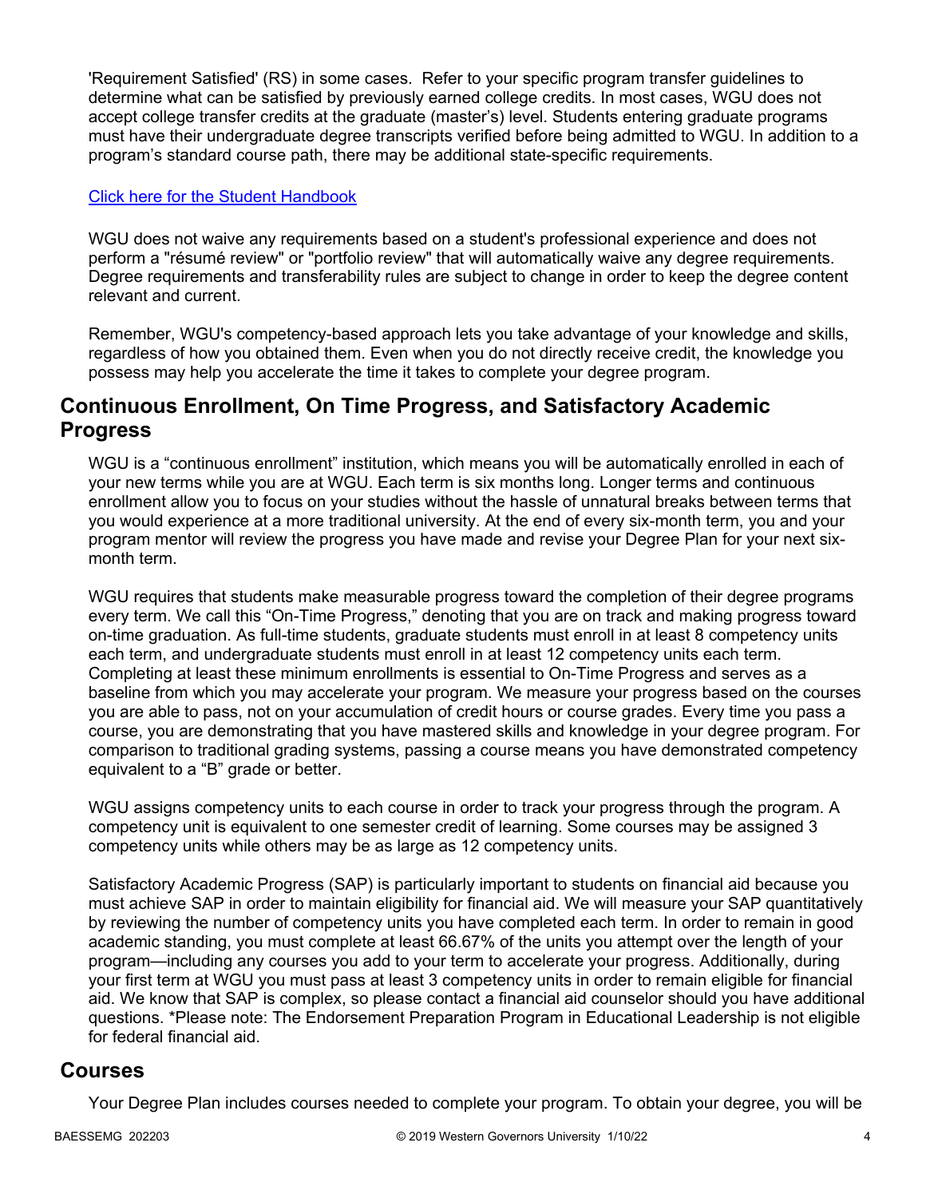'Requirement Satisfied' (RS) in some cases. Refer to your specific program transfer guidelines to determine what can be satisfied by previously earned college credits. In most cases, WGU does not accept college transfer credits at the graduate (master's) level. Students entering graduate programs must have their undergraduate degree transcripts verified before being admitted to WGU. In addition to a program's standard course path, there may be additional state-specific requirements.

[Click here for the Student Handbook]

WGU does not waive any requirements based on a student's professional experience and does not perform a "résumé review" or "portfolio review" that will automatically waive any degree requirements. Degree requirements and transferability rules are subject to change in order to keep the degree content relevant and current.

Remember, WGU's competency-based approach lets you take advantage of your knowledge and skills, regardless of how you obtained them. Even when you do not directly receive credit, the knowledge you possess may help you accelerate the time it takes to complete your degree program.

## Continuous Enrollment, On Time Progress, and Satisfactory Academic Progress

WGU is a "continuous enrollment" institution, which means you will be automatically enrolled in each of your new terms while you are at WGU. Each term is six months long. Longer terms and continuous enrollment allow you to focus on your studies without the hassle of unnatural breaks between terms that you would experience at a more traditional university. At the end of every six-month term, you and your program mentor will review the progress you have made and revise your Degree Plan for your next six-month term.

WGU requires that students make measurable progress toward the completion of their degree programs every term. We call this "On-Time Progress," denoting that you are on track and making progress toward on-time graduation. As full-time students, graduate students must enroll in at least 8 competency units each term, and undergraduate students must enroll in at least 12 competency units each term. Completing at least these minimum enrollments is essential to On-Time Progress and serves as a baseline from which you may accelerate your program. We measure your progress based on the courses you are able to pass, not on your accumulation of credit hours or course grades. Every time you pass a course, you are demonstrating that you have mastered skills and knowledge in your degree program. For comparison to traditional grading systems, passing a course means you have demonstrated competency equivalent to a "B" grade or better.

WGU assigns competency units to each course in order to track your progress through the program. A competency unit is equivalent to one semester credit of learning. Some courses may be assigned 3 competency units while others may be as large as 12 competency units.

Satisfactory Academic Progress (SAP) is particularly important to students on financial aid because you must achieve SAP in order to maintain eligibility for financial aid. We will measure your SAP quantitatively by reviewing the number of competency units you have completed each term. In order to remain in good academic standing, you must complete at least 66.67% of the units you attempt over the length of your program—including any courses you add to your term to accelerate your progress. Additionally, during your first term at WGU you must pass at least 3 competency units in order to remain eligible for financial aid. We know that SAP is complex, so please contact a financial aid counselor should you have additional questions. *Please note: The Endorsement Preparation Program in Educational Leadership is not eligible for federal financial aid.

## Courses

Your Degree Plan includes courses needed to complete your program. To obtain your degree, you will be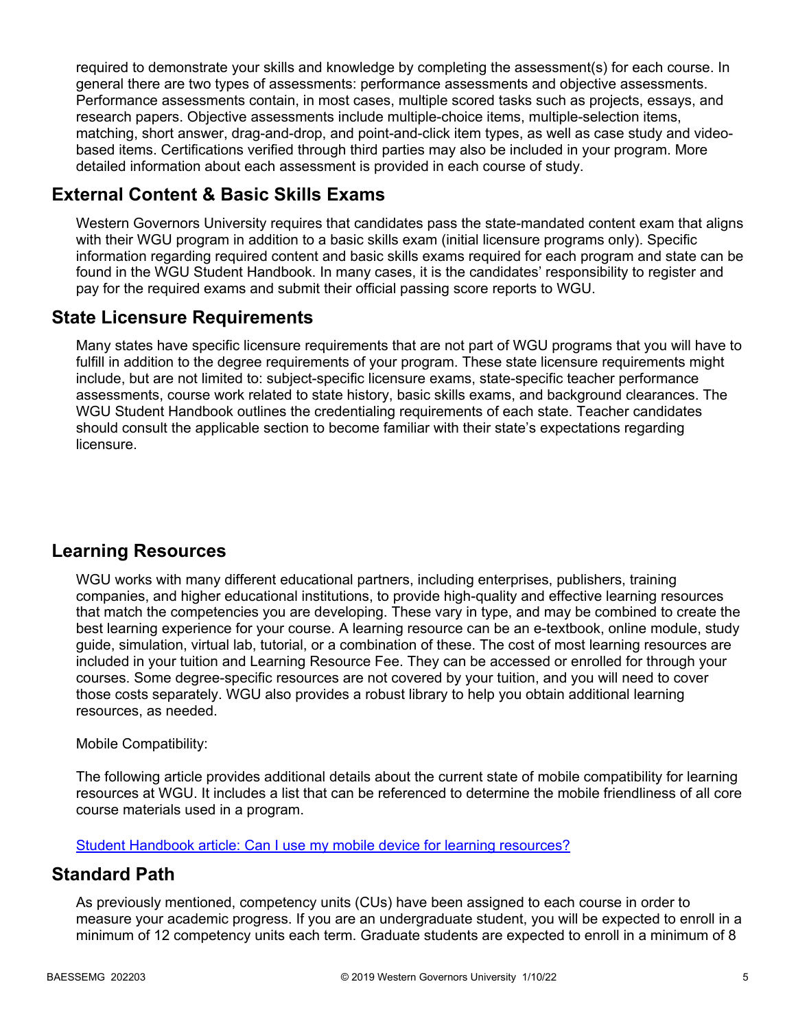required to demonstrate your skills and knowledge by completing the assessment(s) for each course. In general there are two types of assessments: performance assessments and objective assessments. Performance assessments contain, in most cases, multiple scored tasks such as projects, essays, and research papers. Objective assessments include multiple-choice items, multiple-selection items, matching, short answer, drag-and-drop, and point-and-click item types, as well as case study and video-based items. Certifications verified through third parties may also be included in your program. More detailed information about each assessment is provided in each course of study.

## External Content & Basic Skills Exams

Western Governors University requires that candidates pass the state-mandated content exam that aligns with their WGU program in addition to a basic skills exam (initial licensure programs only). Specific information regarding required content and basic skills exams required for each program and state can be found in the WGU Student Handbook. In many cases, it is the candidates' responsibility to register and pay for the required exams and submit their official passing score reports to WGU.

## State Licensure Requirements

Many states have specific licensure requirements that are not part of WGU programs that you will have to fulfill in addition to the degree requirements of your program. These state licensure requirements might include, but are not limited to: subject-specific licensure exams, state-specific teacher performance assessments, course work related to state history, basic skills exams, and background clearances. The WGU Student Handbook outlines the credentialing requirements of each state. Teacher candidates should consult the applicable section to become familiar with their state's expectations regarding licensure.

## Learning Resources

WGU works with many different educational partners, including enterprises, publishers, training companies, and higher educational institutions, to provide high-quality and effective learning resources that match the competencies you are developing. These vary in type, and may be combined to create the best learning experience for your course. A learning resource can be an e-textbook, online module, study guide, simulation, virtual lab, tutorial, or a combination of these. The cost of most learning resources are included in your tuition and Learning Resource Fee. They can be accessed or enrolled for through your courses. Some degree-specific resources are not covered by your tuition, and you will need to cover those costs separately. WGU also provides a robust library to help you obtain additional learning resources, as needed.

Mobile Compatibility:

The following article provides additional details about the current state of mobile compatibility for learning resources at WGU. It includes a list that can be referenced to determine the mobile friendliness of all core course materials used in a program.

Student Handbook article: Can I use my mobile device for learning resources?

## Standard Path

As previously mentioned, competency units (CUs) have been assigned to each course in order to measure your academic progress. If you are an undergraduate student, you will be expected to enroll in a minimum of 12 competency units each term. Graduate students are expected to enroll in a minimum of 8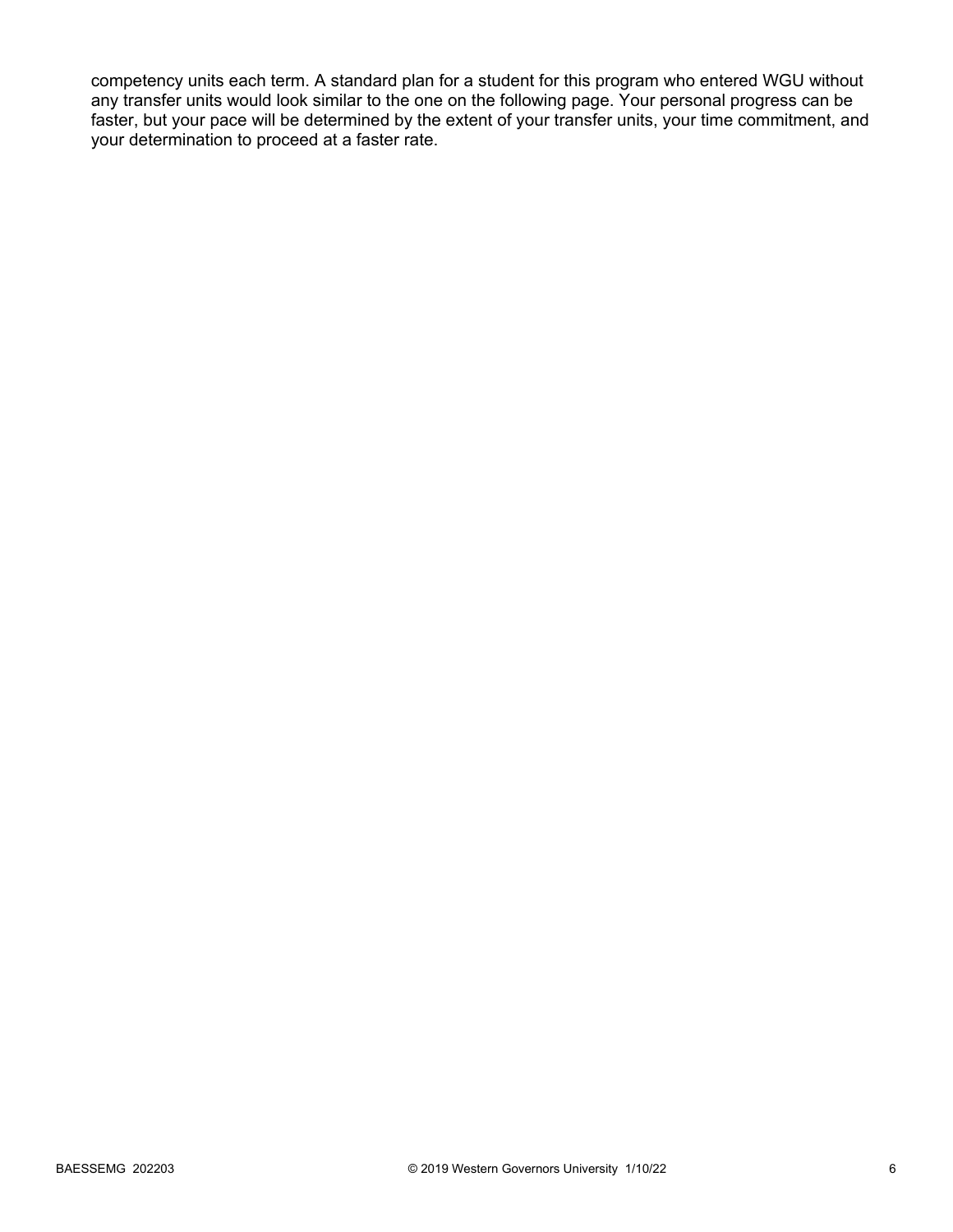competency units each term. A standard plan for a student for this program who entered WGU without any transfer units would look similar to the one on the following page. Your personal progress can be faster, but your pace will be determined by the extent of your transfer units, your time commitment, and your determination to proceed at a faster rate.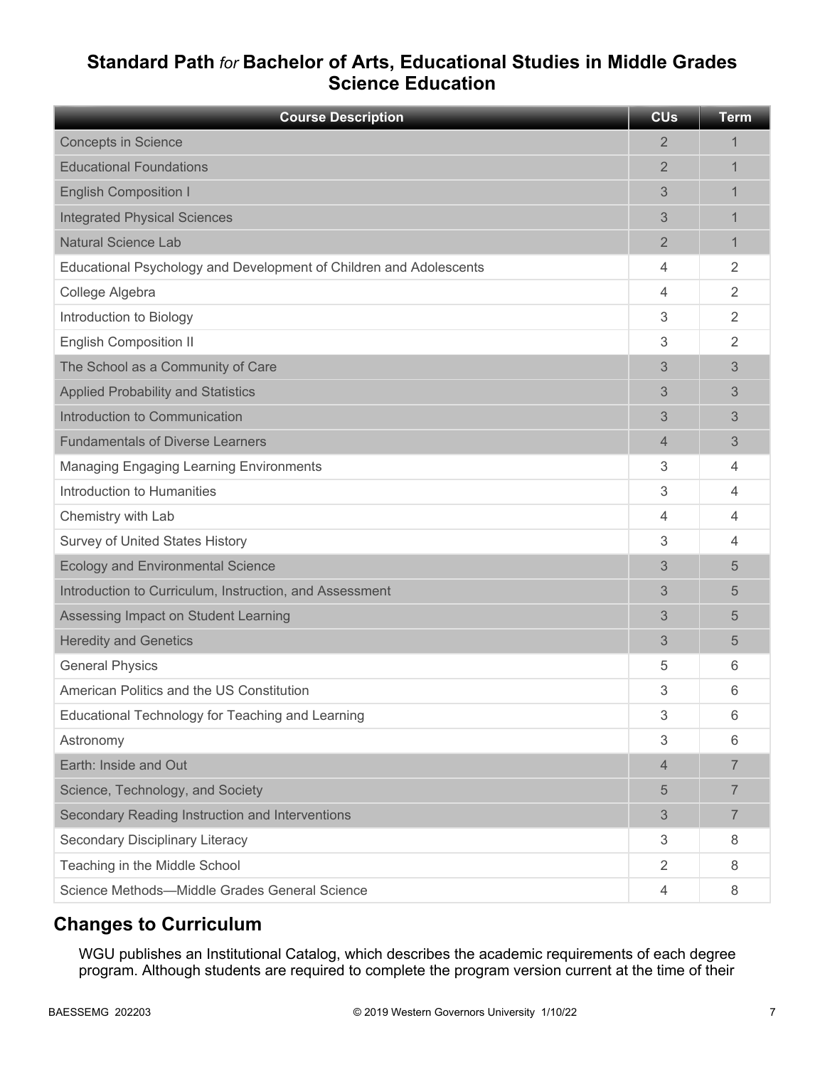## **Standard Path** *for* **Bachelor of Arts, Educational Studies in Middle Grades Science Education**

| Course Description | CUs | Term |
|---|---|---|
| Concepts in Science | 2 | 1 |
| Educational Foundations | 2 | 1 |
| English Composition I | 3 | 1 |
| Integrated Physical Sciences | 3 | 1 |
| Natural Science Lab | 2 | 1 |
| Educational Psychology and Development of Children and Adolescents | 4 | 2 |
| College Algebra | 4 | 2 |
| Introduction to Biology | 3 | 2 |
| English Composition II | 3 | 2 |
| The School as a Community of Care | 3 | 3 |
| Applied Probability and Statistics | 3 | 3 |
| Introduction to Communication | 3 | 3 |
| Fundamentals of Diverse Learners | 4 | 3 |
| Managing Engaging Learning Environments | 3 | 4 |
| Introduction to Humanities | 3 | 4 |
| Chemistry with Lab | 4 | 4 |
| Survey of United States History | 3 | 4 |
| Ecology and Environmental Science | 3 | 5 |
| Introduction to Curriculum, Instruction, and Assessment | 3 | 5 |
| Assessing Impact on Student Learning | 3 | 5 |
| Heredity and Genetics | 3 | 5 |
| General Physics | 5 | 6 |
| American Politics and the US Constitution | 3 | 6 |
| Educational Technology for Teaching and Learning | 3 | 6 |
| Astronomy | 3 | 6 |
| Earth: Inside and Out | 4 | 7 |
| Science, Technology, and Society | 5 | 7 |
| Secondary Reading Instruction and Interventions | 3 | 7 |
| Secondary Disciplinary Literacy | 3 | 8 |
| Teaching in the Middle School | 2 | 8 |
| Science Methods—Middle Grades General Science | 4 | 8 |

## Changes to Curriculum

WGU publishes an Institutional Catalog, which describes the academic requirements of each degree program. Although students are required to complete the program version current at the time of their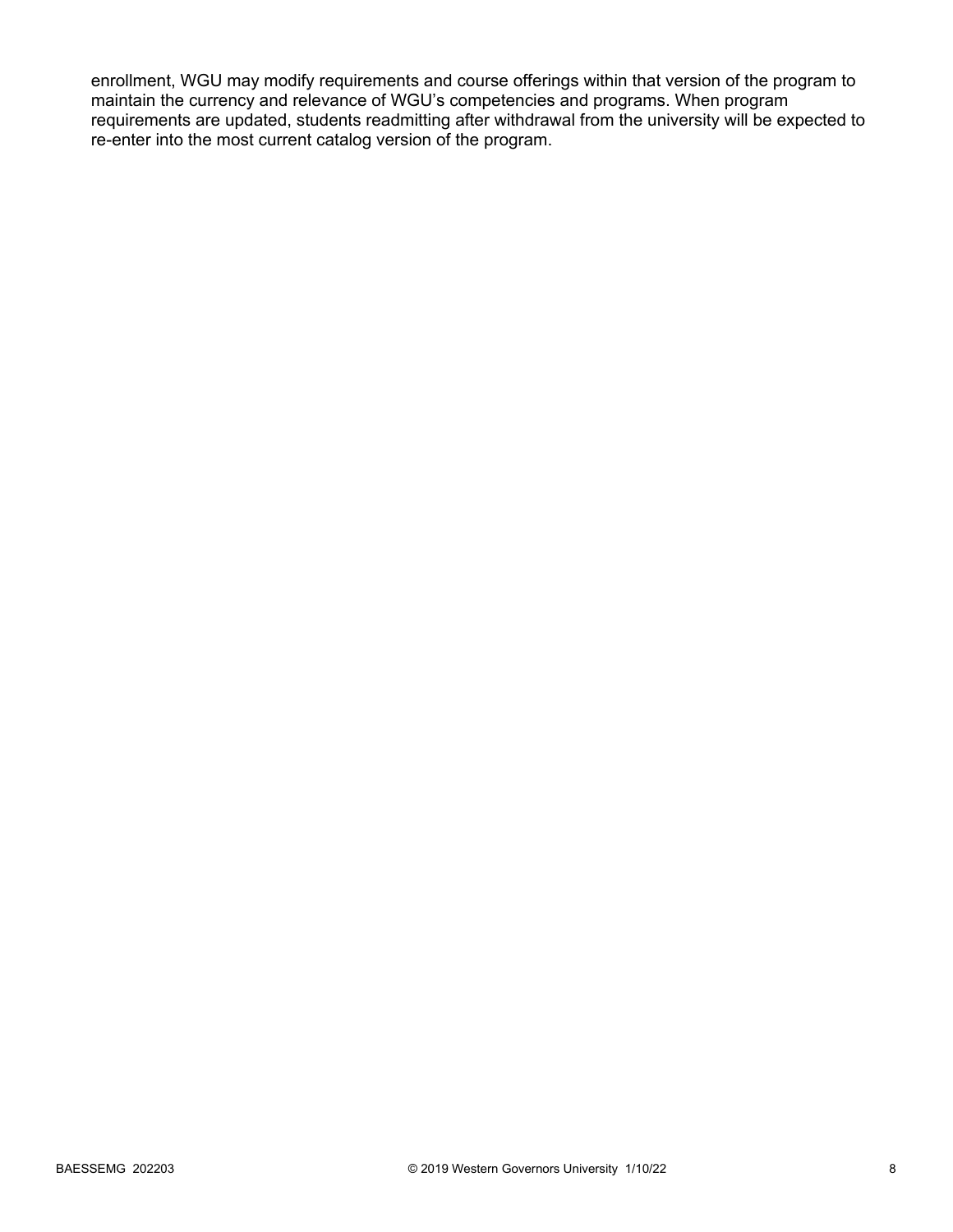enrollment, WGU may modify requirements and course offerings within that version of the program to maintain the currency and relevance of WGU's competencies and programs. When program requirements are updated, students readmitting after withdrawal from the university will be expected to re-enter into the most current catalog version of the program.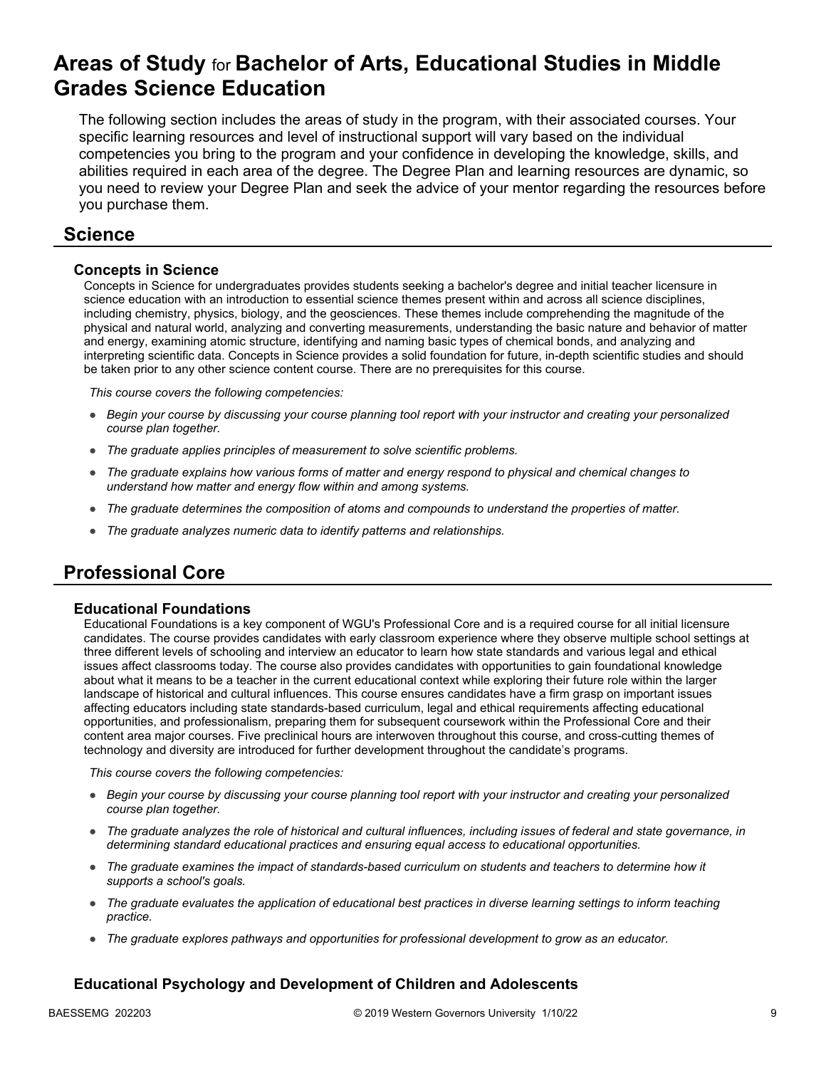# Areas of Study for Bachelor of Arts, Educational Studies in Middle Grades Science Education

The following section includes the areas of study in the program, with their associated courses. Your specific learning resources and level of instructional support will vary based on the individual competencies you bring to the program and your confidence in developing the knowledge, skills, and abilities required in each area of the degree. The Degree Plan and learning resources are dynamic, so you need to review your Degree Plan and seek the advice of your mentor regarding the resources before you purchase them.

## Science

### Concepts in Science

Concepts in Science for undergraduates provides students seeking a bachelor's degree and initial teacher licensure in science education with an introduction to essential science themes present within and across all science disciplines, including chemistry, physics, biology, and the geosciences. These themes include comprehending the magnitude of the physical and natural world, analyzing and converting measurements, understanding the basic nature and behavior of matter and energy, examining atomic structure, identifying and naming basic types of chemical bonds, and analyzing and interpreting scientific data. Concepts in Science provides a solid foundation for future, in-depth scientific studies and should be taken prior to any other science content course. There are no prerequisites for this course.

*This course covers the following competencies:*

- *Begin your course by discussing your course planning tool report with your instructor and creating your personalized course plan together.*
- *The graduate applies principles of measurement to solve scientific problems.*
- *The graduate explains how various forms of matter and energy respond to physical and chemical changes to understand how matter and energy flow within and among systems.*
- *The graduate determines the composition of atoms and compounds to understand the properties of matter.*
- *The graduate analyzes numeric data to identify patterns and relationships.*

## Professional Core

### Educational Foundations

Educational Foundations is a key component of WGU's Professional Core and is a required course for all initial licensure candidates. The course provides candidates with early classroom experience where they observe multiple school settings at three different levels of schooling and interview an educator to learn how state standards and various legal and ethical issues affect classrooms today. The course also provides candidates with opportunities to gain foundational knowledge about what it means to be a teacher in the current educational context while exploring their future role within the larger landscape of historical and cultural influences. This course ensures candidates have a firm grasp on important issues affecting educators including state standards-based curriculum, legal and ethical requirements affecting educational opportunities, and professionalism, preparing them for subsequent coursework within the Professional Core and their content area major courses. Five preclinical hours are interwoven throughout this course, and cross-cutting themes of technology and diversity are introduced for further development throughout the candidate's programs.

*This course covers the following competencies:*

- *Begin your course by discussing your course planning tool report with your instructor and creating your personalized course plan together.*
- *The graduate analyzes the role of historical and cultural influences, including issues of federal and state governance, in determining standard educational practices and ensuring equal access to educational opportunities.*
- *The graduate examines the impact of standards-based curriculum on students and teachers to determine how it supports a school's goals.*
- *The graduate evaluates the application of educational best practices in diverse learning settings to inform teaching practice.*
- *The graduate explores pathways and opportunities for professional development to grow as an educator.*

### Educational Psychology and Development of Children and Adolescents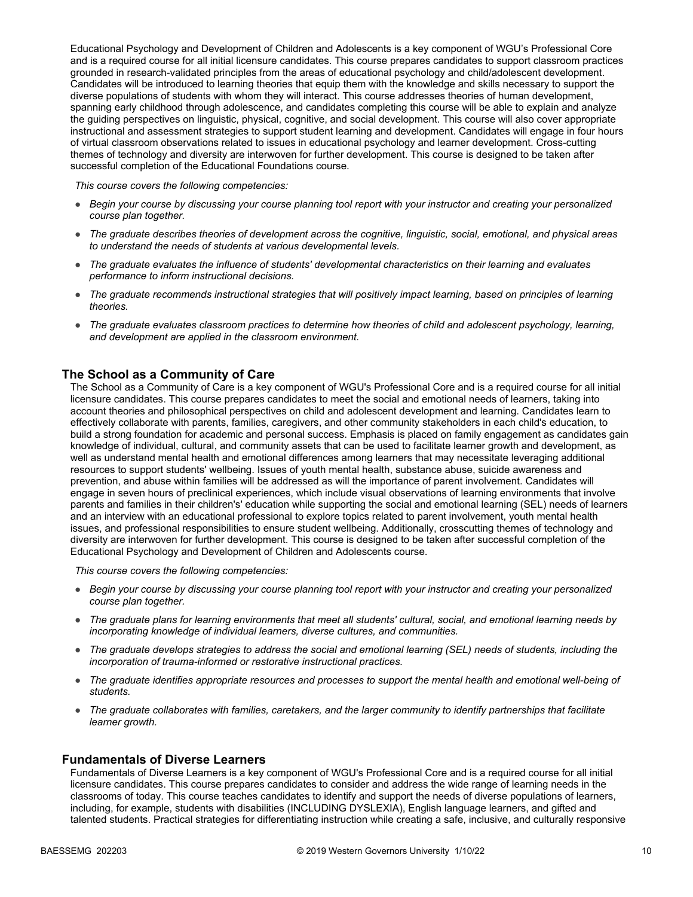Educational Psychology and Development of Children and Adolescents is a key component of WGU's Professional Core and is a required course for all initial licensure candidates. This course prepares candidates to support classroom practices grounded in research-validated principles from the areas of educational psychology and child/adolescent development. Candidates will be introduced to learning theories that equip them with the knowledge and skills necessary to support the diverse populations of students with whom they will interact. This course addresses theories of human development, spanning early childhood through adolescence, and candidates completing this course will be able to explain and analyze the guiding perspectives on linguistic, physical, cognitive, and social development. This course will also cover appropriate instructional and assessment strategies to support student learning and development. Candidates will engage in four hours of virtual classroom observations related to issues in educational psychology and learner development. Cross-cutting themes of technology and diversity are interwoven for further development. This course is designed to be taken after successful completion of the Educational Foundations course.

*This course covers the following competencies:*

- *Begin your course by discussing your course planning tool report with your instructor and creating your personalized course plan together.*
- *The graduate describes theories of development across the cognitive, linguistic, social, emotional, and physical areas to understand the needs of students at various developmental levels.*
- *The graduate evaluates the influence of students' developmental characteristics on their learning and evaluates performance to inform instructional decisions.*
- *The graduate recommends instructional strategies that will positively impact learning, based on principles of learning theories.*
- *The graduate evaluates classroom practices to determine how theories of child and adolescent psychology, learning, and development are applied in the classroom environment.*

## The School as a Community of Care

The School as a Community of Care is a key component of WGU's Professional Core and is a required course for all initial licensure candidates. This course prepares candidates to meet the social and emotional needs of learners, taking into account theories and philosophical perspectives on child and adolescent development and learning. Candidates learn to effectively collaborate with parents, families, caregivers, and other community stakeholders in each child's education, to build a strong foundation for academic and personal success. Emphasis is placed on family engagement as candidates gain knowledge of individual, cultural, and community assets that can be used to facilitate learner growth and development, as well as understand mental health and emotional differences among learners that may necessitate leveraging additional resources to support students' wellbeing. Issues of youth mental health, substance abuse, suicide awareness and prevention, and abuse within families will be addressed as will the importance of parent involvement. Candidates will engage in seven hours of preclinical experiences, which include visual observations of learning environments that involve parents and families in their children's' education while supporting the social and emotional learning (SEL) needs of learners and an interview with an educational professional to explore topics related to parent involvement, youth mental health issues, and professional responsibilities to ensure student wellbeing. Additionally, crosscutting themes of technology and diversity are interwoven for further development. This course is designed to be taken after successful completion of the Educational Psychology and Development of Children and Adolescents course.

*This course covers the following competencies:*

- *Begin your course by discussing your course planning tool report with your instructor and creating your personalized course plan together.*
- *The graduate plans for learning environments that meet all students' cultural, social, and emotional learning needs by incorporating knowledge of individual learners, diverse cultures, and communities.*
- *The graduate develops strategies to address the social and emotional learning (SEL) needs of students, including the incorporation of trauma-informed or restorative instructional practices.*
- *The graduate identifies appropriate resources and processes to support the mental health and emotional well-being of students.*
- *The graduate collaborates with families, caretakers, and the larger community to identify partnerships that facilitate learner growth.*

## Fundamentals of Diverse Learners

Fundamentals of Diverse Learners is a key component of WGU's Professional Core and is a required course for all initial licensure candidates. This course prepares candidates to consider and address the wide range of learning needs in the classrooms of today. This course teaches candidates to identify and support the needs of diverse populations of learners, including, for example, students with disabilities (INCLUDING DYSLEXIA), English language learners, and gifted and talented students. Practical strategies for differentiating instruction while creating a safe, inclusive, and culturally responsive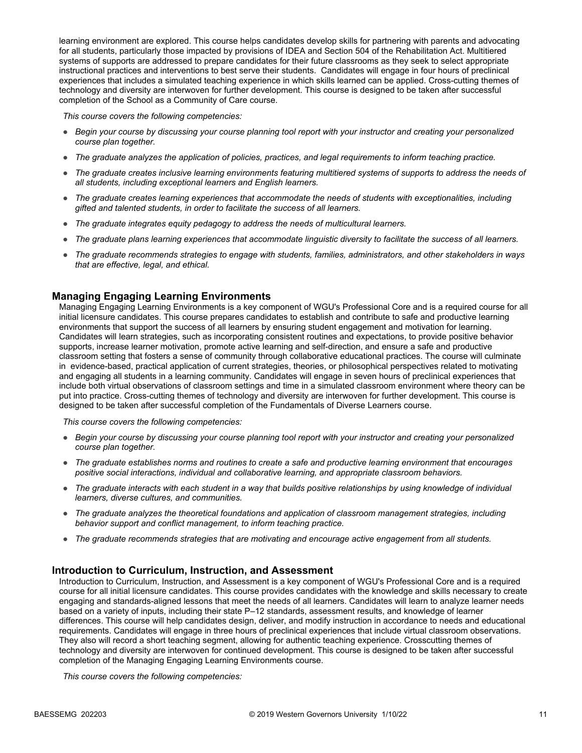learning environment are explored. This course helps candidates develop skills for partnering with parents and advocating for all students, particularly those impacted by provisions of IDEA and Section 504 of the Rehabilitation Act. Multitiered systems of supports are addressed to prepare candidates for their future classrooms as they seek to select appropriate instructional practices and interventions to best serve their students. Candidates will engage in four hours of preclinical experiences that includes a simulated teaching experience in which skills learned can be applied. Cross-cutting themes of technology and diversity are interwoven for further development. This course is designed to be taken after successful completion of the School as a Community of Care course.

*This course covers the following competencies:*

- *Begin your course by discussing your course planning tool report with your instructor and creating your personalized course plan together.*
- *The graduate analyzes the application of policies, practices, and legal requirements to inform teaching practice.*
- *The graduate creates inclusive learning environments featuring multitiered systems of supports to address the needs of all students, including exceptional learners and English learners.*
- *The graduate creates learning experiences that accommodate the needs of students with exceptionalities, including gifted and talented students, in order to facilitate the success of all learners.*
- *The graduate integrates equity pedagogy to address the needs of multicultural learners.*
- *The graduate plans learning experiences that accommodate linguistic diversity to facilitate the success of all learners.*
- *The graduate recommends strategies to engage with students, families, administrators, and other stakeholders in ways that are effective, legal, and ethical.*

## Managing Engaging Learning Environments

Managing Engaging Learning Environments is a key component of WGU's Professional Core and is a required course for all initial licensure candidates. This course prepares candidates to establish and contribute to safe and productive learning environments that support the success of all learners by ensuring student engagement and motivation for learning. Candidates will learn strategies, such as incorporating consistent routines and expectations, to provide positive behavior supports, increase learner motivation, promote active learning and self-direction, and ensure a safe and productive classroom setting that fosters a sense of community through collaborative educational practices. The course will culminate in evidence-based, practical application of current strategies, theories, or philosophical perspectives related to motivating and engaging all students in a learning community. Candidates will engage in seven hours of preclinical experiences that include both virtual observations of classroom settings and time in a simulated classroom environment where theory can be put into practice. Cross-cutting themes of technology and diversity are interwoven for further development. This course is designed to be taken after successful completion of the Fundamentals of Diverse Learners course.

*This course covers the following competencies:*

- *Begin your course by discussing your course planning tool report with your instructor and creating your personalized course plan together.*
- *The graduate establishes norms and routines to create a safe and productive learning environment that encourages positive social interactions, individual and collaborative learning, and appropriate classroom behaviors.*
- *The graduate interacts with each student in a way that builds positive relationships by using knowledge of individual learners, diverse cultures, and communities.*
- *The graduate analyzes the theoretical foundations and application of classroom management strategies, including behavior support and conflict management, to inform teaching practice.*
- *The graduate recommends strategies that are motivating and encourage active engagement from all students.*

## Introduction to Curriculum, Instruction, and Assessment

Introduction to Curriculum, Instruction, and Assessment is a key component of WGU's Professional Core and is a required course for all initial licensure candidates. This course provides candidates with the knowledge and skills necessary to create engaging and standards-aligned lessons that meet the needs of all learners. Candidates will learn to analyze learner needs based on a variety of inputs, including their state P–12 standards, assessment results, and knowledge of learner differences. This course will help candidates design, deliver, and modify instruction in accordance to needs and educational requirements. Candidates will engage in three hours of preclinical experiences that include virtual classroom observations. They also will record a short teaching segment, allowing for authentic teaching experience. Crosscutting themes of technology and diversity are interwoven for continued development. This course is designed to be taken after successful completion of the Managing Engaging Learning Environments course.

*This course covers the following competencies:*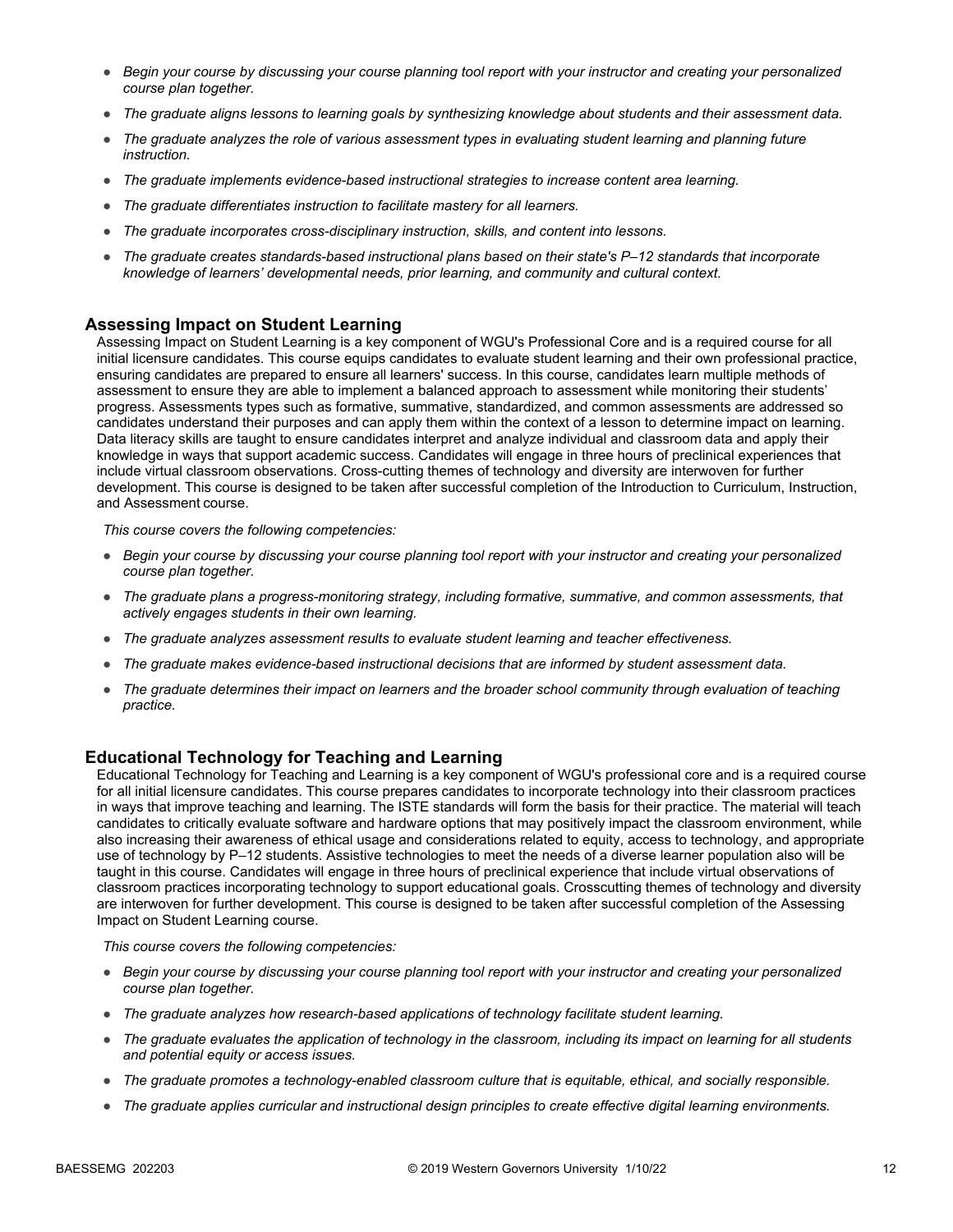- *Begin your course by discussing your course planning tool report with your instructor and creating your personalized course plan together.*
- *The graduate aligns lessons to learning goals by synthesizing knowledge about students and their assessment data.*
- *The graduate analyzes the role of various assessment types in evaluating student learning and planning future instruction.*
- *The graduate implements evidence-based instructional strategies to increase content area learning.*
- *The graduate differentiates instruction to facilitate mastery for all learners.*
- *The graduate incorporates cross-disciplinary instruction, skills, and content into lessons.*
- *The graduate creates standards-based instructional plans based on their state's P–12 standards that incorporate knowledge of learners' developmental needs, prior learning, and community and cultural context.*

## Assessing Impact on Student Learning

Assessing Impact on Student Learning is a key component of WGU's Professional Core and is a required course for all initial licensure candidates. This course equips candidates to evaluate student learning and their own professional practice, ensuring candidates are prepared to ensure all learners' success. In this course, candidates learn multiple methods of assessment to ensure they are able to implement a balanced approach to assessment while monitoring their students' progress. Assessments types such as formative, summative, standardized, and common assessments are addressed so candidates understand their purposes and can apply them within the context of a lesson to determine impact on learning. Data literacy skills are taught to ensure candidates interpret and analyze individual and classroom data and apply their knowledge in ways that support academic success. Candidates will engage in three hours of preclinical experiences that include virtual classroom observations. Cross-cutting themes of technology and diversity are interwoven for further development. This course is designed to be taken after successful completion of the Introduction to Curriculum, Instruction, and Assessment course.

*This course covers the following competencies:*

- *Begin your course by discussing your course planning tool report with your instructor and creating your personalized course plan together.*
- *The graduate plans a progress-monitoring strategy, including formative, summative, and common assessments, that actively engages students in their own learning.*
- *The graduate analyzes assessment results to evaluate student learning and teacher effectiveness.*
- *The graduate makes evidence-based instructional decisions that are informed by student assessment data.*
- *The graduate determines their impact on learners and the broader school community through evaluation of teaching practice.*

## Educational Technology for Teaching and Learning

Educational Technology for Teaching and Learning is a key component of WGU's professional core and is a required course for all initial licensure candidates. This course prepares candidates to incorporate technology into their classroom practices in ways that improve teaching and learning. The ISTE standards will form the basis for their practice. The material will teach candidates to critically evaluate software and hardware options that may positively impact the classroom environment, while also increasing their awareness of ethical usage and considerations related to equity, access to technology, and appropriate use of technology by P–12 students. Assistive technologies to meet the needs of a diverse learner population also will be taught in this course. Candidates will engage in three hours of preclinical experience that include virtual observations of classroom practices incorporating technology to support educational goals. Crosscutting themes of technology and diversity are interwoven for further development. This course is designed to be taken after successful completion of the Assessing Impact on Student Learning course.

*This course covers the following competencies:*

- *Begin your course by discussing your course planning tool report with your instructor and creating your personalized course plan together.*
- *The graduate analyzes how research-based applications of technology facilitate student learning.*
- *The graduate evaluates the application of technology in the classroom, including its impact on learning for all students and potential equity or access issues.*
- *The graduate promotes a technology-enabled classroom culture that is equitable, ethical, and socially responsible.*
- *The graduate applies curricular and instructional design principles to create effective digital learning environments.*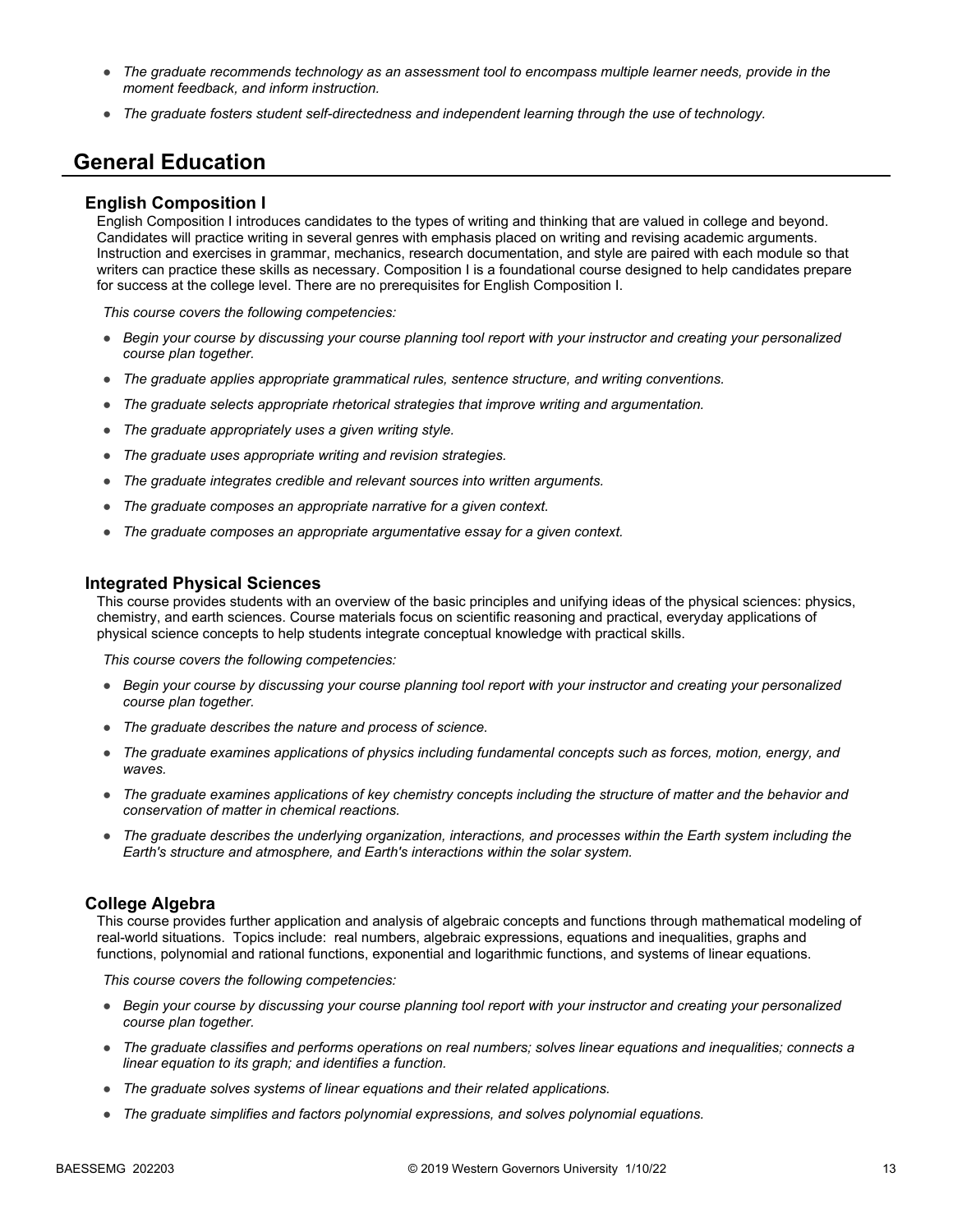- *The graduate recommends technology as an assessment tool to encompass multiple learner needs, provide in the moment feedback, and inform instruction.*
- *The graduate fosters student self-directedness and independent learning through the use of technology.*

## General Education

### English Composition I

English Composition I introduces candidates to the types of writing and thinking that are valued in college and beyond. Candidates will practice writing in several genres with emphasis placed on writing and revising academic arguments. Instruction and exercises in grammar, mechanics, research documentation, and style are paired with each module so that writers can practice these skills as necessary. Composition I is a foundational course designed to help candidates prepare for success at the college level. There are no prerequisites for English Composition I.

*This course covers the following competencies:*

- *Begin your course by discussing your course planning tool report with your instructor and creating your personalized course plan together.*
- *The graduate applies appropriate grammatical rules, sentence structure, and writing conventions.*
- *The graduate selects appropriate rhetorical strategies that improve writing and argumentation.*
- *The graduate appropriately uses a given writing style.*
- *The graduate uses appropriate writing and revision strategies.*
- *The graduate integrates credible and relevant sources into written arguments.*
- *The graduate composes an appropriate narrative for a given context.*
- *The graduate composes an appropriate argumentative essay for a given context.*

### Integrated Physical Sciences

This course provides students with an overview of the basic principles and unifying ideas of the physical sciences: physics, chemistry, and earth sciences. Course materials focus on scientific reasoning and practical, everyday applications of physical science concepts to help students integrate conceptual knowledge with practical skills.

*This course covers the following competencies:*

- *Begin your course by discussing your course planning tool report with your instructor and creating your personalized course plan together.*
- *The graduate describes the nature and process of science.*
- *The graduate examines applications of physics including fundamental concepts such as forces, motion, energy, and waves.*
- *The graduate examines applications of key chemistry concepts including the structure of matter and the behavior and conservation of matter in chemical reactions.*
- *The graduate describes the underlying organization, interactions, and processes within the Earth system including the Earth's structure and atmosphere, and Earth's interactions within the solar system.*

### College Algebra

This course provides further application and analysis of algebraic concepts and functions through mathematical modeling of real-world situations. Topics include: real numbers, algebraic expressions, equations and inequalities, graphs and functions, polynomial and rational functions, exponential and logarithmic functions, and systems of linear equations.

*This course covers the following competencies:*

- *Begin your course by discussing your course planning tool report with your instructor and creating your personalized course plan together.*
- *The graduate classifies and performs operations on real numbers; solves linear equations and inequalities; connects a linear equation to its graph; and identifies a function.*
- *The graduate solves systems of linear equations and their related applications.*
- *The graduate simplifies and factors polynomial expressions, and solves polynomial equations.*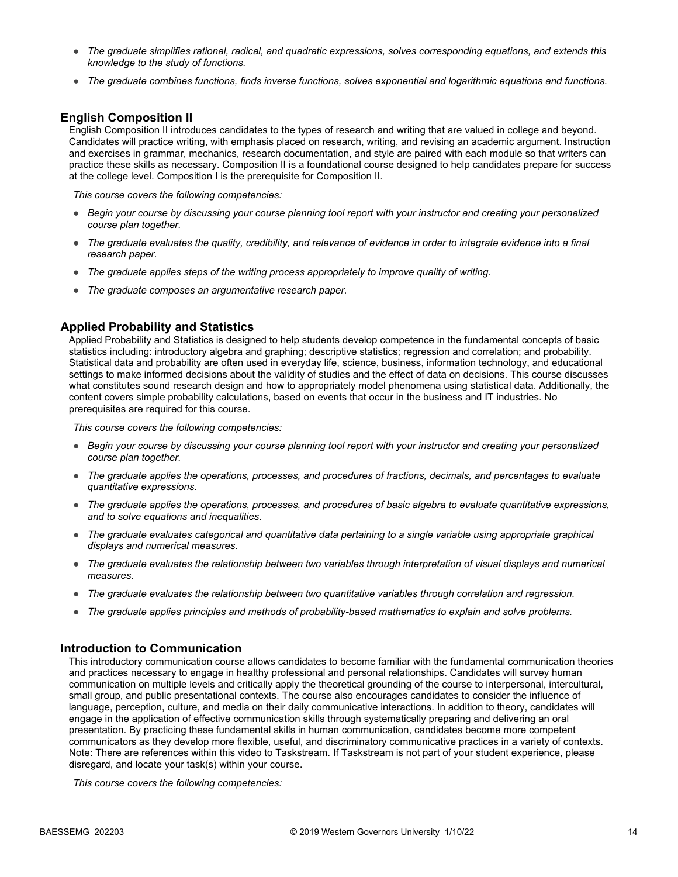- *The graduate simplifies rational, radical, and quadratic expressions, solves corresponding equations, and extends this knowledge to the study of functions.*
- *The graduate combines functions, finds inverse functions, solves exponential and logarithmic equations and functions.*

## English Composition II

English Composition II introduces candidates to the types of research and writing that are valued in college and beyond. Candidates will practice writing, with emphasis placed on research, writing, and revising an academic argument. Instruction and exercises in grammar, mechanics, research documentation, and style are paired with each module so that writers can practice these skills as necessary. Composition II is a foundational course designed to help candidates prepare for success at the college level. Composition I is the prerequisite for Composition II.

*This course covers the following competencies:*

- *Begin your course by discussing your course planning tool report with your instructor and creating your personalized course plan together.*
- *The graduate evaluates the quality, credibility, and relevance of evidence in order to integrate evidence into a final research paper.*
- *The graduate applies steps of the writing process appropriately to improve quality of writing.*
- *The graduate composes an argumentative research paper.*

## Applied Probability and Statistics

Applied Probability and Statistics is designed to help students develop competence in the fundamental concepts of basic statistics including: introductory algebra and graphing; descriptive statistics; regression and correlation; and probability. Statistical data and probability are often used in everyday life, science, business, information technology, and educational settings to make informed decisions about the validity of studies and the effect of data on decisions. This course discusses what constitutes sound research design and how to appropriately model phenomena using statistical data. Additionally, the content covers simple probability calculations, based on events that occur in the business and IT industries. No prerequisites are required for this course.

*This course covers the following competencies:*

- *Begin your course by discussing your course planning tool report with your instructor and creating your personalized course plan together.*
- *The graduate applies the operations, processes, and procedures of fractions, decimals, and percentages to evaluate quantitative expressions.*
- *The graduate applies the operations, processes, and procedures of basic algebra to evaluate quantitative expressions, and to solve equations and inequalities.*
- *The graduate evaluates categorical and quantitative data pertaining to a single variable using appropriate graphical displays and numerical measures.*
- *The graduate evaluates the relationship between two variables through interpretation of visual displays and numerical measures.*
- *The graduate evaluates the relationship between two quantitative variables through correlation and regression.*
- *The graduate applies principles and methods of probability-based mathematics to explain and solve problems.*

## Introduction to Communication

This introductory communication course allows candidates to become familiar with the fundamental communication theories and practices necessary to engage in healthy professional and personal relationships. Candidates will survey human communication on multiple levels and critically apply the theoretical grounding of the course to interpersonal, intercultural, small group, and public presentational contexts. The course also encourages candidates to consider the influence of language, perception, culture, and media on their daily communicative interactions. In addition to theory, candidates will engage in the application of effective communication skills through systematically preparing and delivering an oral presentation. By practicing these fundamental skills in human communication, candidates become more competent communicators as they develop more flexible, useful, and discriminatory communicative practices in a variety of contexts. Note: There are references within this video to Taskstream. If Taskstream is not part of your student experience, please disregard, and locate your task(s) within your course.

*This course covers the following competencies:*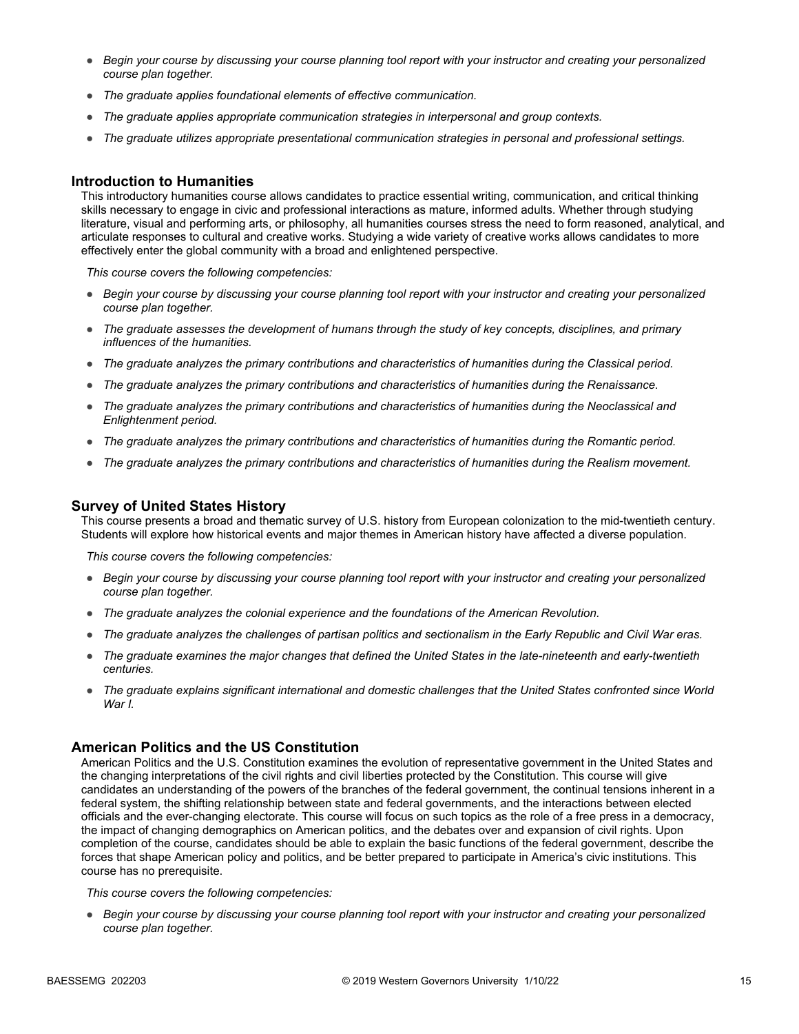- *Begin your course by discussing your course planning tool report with your instructor and creating your personalized course plan together.*
- *The graduate applies foundational elements of effective communication.*
- *The graduate applies appropriate communication strategies in interpersonal and group contexts.*
- *The graduate utilizes appropriate presentational communication strategies in personal and professional settings.*

### Introduction to Humanities

This introductory humanities course allows candidates to practice essential writing, communication, and critical thinking skills necessary to engage in civic and professional interactions as mature, informed adults. Whether through studying literature, visual and performing arts, or philosophy, all humanities courses stress the need to form reasoned, analytical, and articulate responses to cultural and creative works. Studying a wide variety of creative works allows candidates to more effectively enter the global community with a broad and enlightened perspective.

*This course covers the following competencies:*

- *Begin your course by discussing your course planning tool report with your instructor and creating your personalized course plan together.*
- *The graduate assesses the development of humans through the study of key concepts, disciplines, and primary influences of the humanities.*
- *The graduate analyzes the primary contributions and characteristics of humanities during the Classical period.*
- *The graduate analyzes the primary contributions and characteristics of humanities during the Renaissance.*
- *The graduate analyzes the primary contributions and characteristics of humanities during the Neoclassical and Enlightenment period.*
- *The graduate analyzes the primary contributions and characteristics of humanities during the Romantic period.*
- *The graduate analyzes the primary contributions and characteristics of humanities during the Realism movement.*

### Survey of United States History

This course presents a broad and thematic survey of U.S. history from European colonization to the mid-twentieth century. Students will explore how historical events and major themes in American history have affected a diverse population.

*This course covers the following competencies:*

- *Begin your course by discussing your course planning tool report with your instructor and creating your personalized course plan together.*
- *The graduate analyzes the colonial experience and the foundations of the American Revolution.*
- *The graduate analyzes the challenges of partisan politics and sectionalism in the Early Republic and Civil War eras.*
- *The graduate examines the major changes that defined the United States in the late-nineteenth and early-twentieth centuries.*
- *The graduate explains significant international and domestic challenges that the United States confronted since World War I.*

### American Politics and the US Constitution

American Politics and the U.S. Constitution examines the evolution of representative government in the United States and the changing interpretations of the civil rights and civil liberties protected by the Constitution. This course will give candidates an understanding of the powers of the branches of the federal government, the continual tensions inherent in a federal system, the shifting relationship between state and federal governments, and the interactions between elected officials and the ever-changing electorate. This course will focus on such topics as the role of a free press in a democracy, the impact of changing demographics on American politics, and the debates over and expansion of civil rights. Upon completion of the course, candidates should be able to explain the basic functions of the federal government, describe the forces that shape American policy and politics, and be better prepared to participate in America's civic institutions. This course has no prerequisite.

*This course covers the following competencies:*

- *Begin your course by discussing your course planning tool report with your instructor and creating your personalized course plan together.*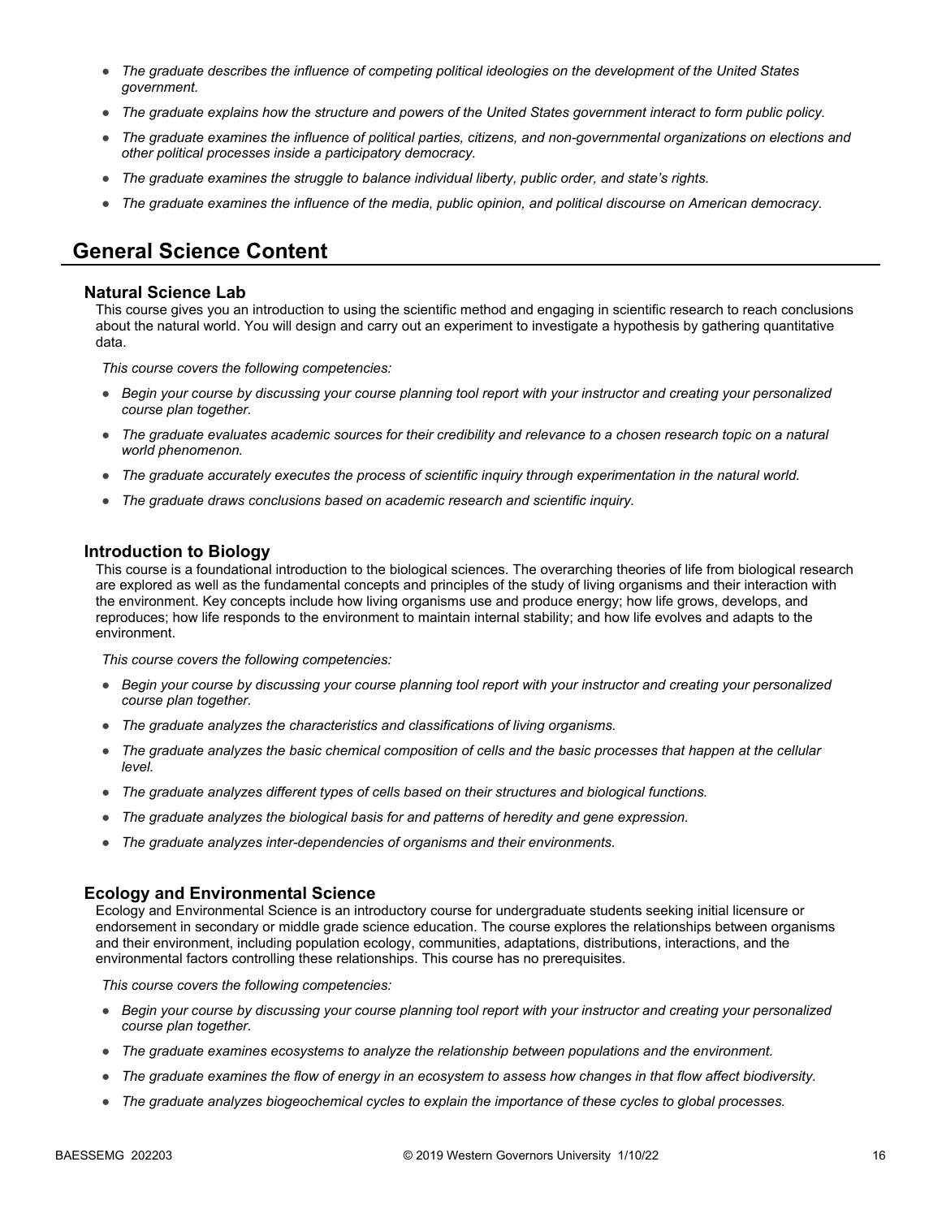- *The graduate describes the influence of competing political ideologies on the development of the United States government.*
- *The graduate explains how the structure and powers of the United States government interact to form public policy.*
- *The graduate examines the influence of political parties, citizens, and non-governmental organizations on elections and other political processes inside a participatory democracy.*
- *The graduate examines the struggle to balance individual liberty, public order, and state's rights.*
- *The graduate examines the influence of the media, public opinion, and political discourse on American democracy.*

## General Science Content

### Natural Science Lab

This course gives you an introduction to using the scientific method and engaging in scientific research to reach conclusions about the natural world. You will design and carry out an experiment to investigate a hypothesis by gathering quantitative data.

*This course covers the following competencies:*

- *Begin your course by discussing your course planning tool report with your instructor and creating your personalized course plan together.*
- *The graduate evaluates academic sources for their credibility and relevance to a chosen research topic on a natural world phenomenon.*
- *The graduate accurately executes the process of scientific inquiry through experimentation in the natural world.*
- *The graduate draws conclusions based on academic research and scientific inquiry.*

### Introduction to Biology

This course is a foundational introduction to the biological sciences. The overarching theories of life from biological research are explored as well as the fundamental concepts and principles of the study of living organisms and their interaction with the environment. Key concepts include how living organisms use and produce energy; how life grows, develops, and reproduces; how life responds to the environment to maintain internal stability; and how life evolves and adapts to the environment.

*This course covers the following competencies:*

- *Begin your course by discussing your course planning tool report with your instructor and creating your personalized course plan together.*
- *The graduate analyzes the characteristics and classifications of living organisms.*
- *The graduate analyzes the basic chemical composition of cells and the basic processes that happen at the cellular level.*
- *The graduate analyzes different types of cells based on their structures and biological functions.*
- *The graduate analyzes the biological basis for and patterns of heredity and gene expression.*
- *The graduate analyzes inter-dependencies of organisms and their environments.*

### Ecology and Environmental Science

Ecology and Environmental Science is an introductory course for undergraduate students seeking initial licensure or endorsement in secondary or middle grade science education. The course explores the relationships between organisms and their environment, including population ecology, communities, adaptations, distributions, interactions, and the environmental factors controlling these relationships. This course has no prerequisites.

*This course covers the following competencies:*

- *Begin your course by discussing your course planning tool report with your instructor and creating your personalized course plan together.*
- *The graduate examines ecosystems to analyze the relationship between populations and the environment.*
- *The graduate examines the flow of energy in an ecosystem to assess how changes in that flow affect biodiversity.*
- *The graduate analyzes biogeochemical cycles to explain the importance of these cycles to global processes.*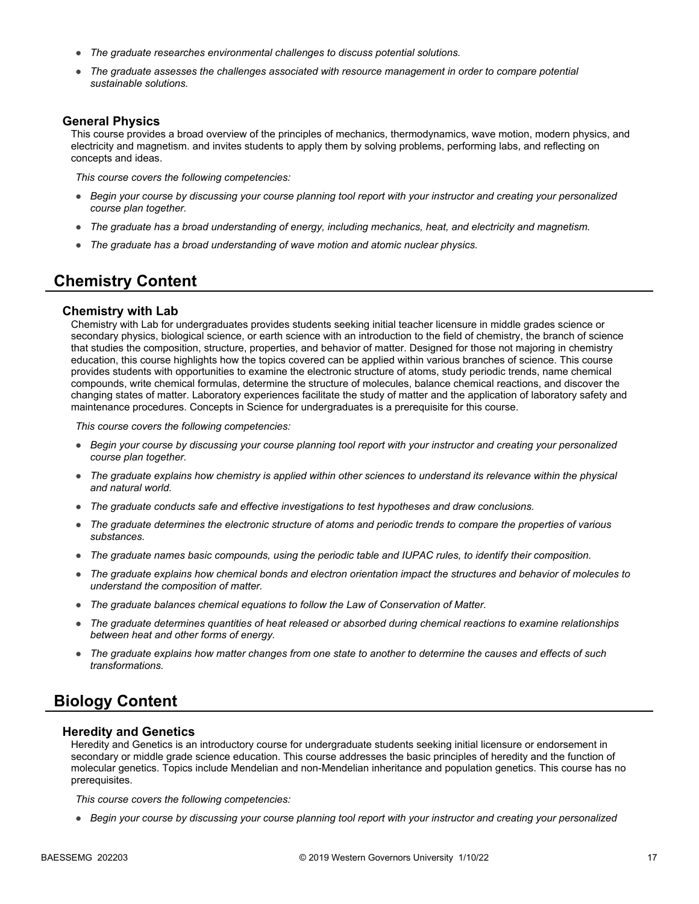- *The graduate researches environmental challenges to discuss potential solutions.*
- *The graduate assesses the challenges associated with resource management in order to compare potential sustainable solutions.*

### General Physics

This course provides a broad overview of the principles of mechanics, thermodynamics, wave motion, modern physics, and electricity and magnetism. and invites students to apply them by solving problems, performing labs, and reflecting on concepts and ideas.

*This course covers the following competencies:*

- *Begin your course by discussing your course planning tool report with your instructor and creating your personalized course plan together.*
- *The graduate has a broad understanding of energy, including mechanics, heat, and electricity and magnetism.*
- *The graduate has a broad understanding of wave motion and atomic nuclear physics.*

## Chemistry Content

### Chemistry with Lab

Chemistry with Lab for undergraduates provides students seeking initial teacher licensure in middle grades science or secondary physics, biological science, or earth science with an introduction to the field of chemistry, the branch of science that studies the composition, structure, properties, and behavior of matter. Designed for those not majoring in chemistry education, this course highlights how the topics covered can be applied within various branches of science. This course provides students with opportunities to examine the electronic structure of atoms, study periodic trends, name chemical compounds, write chemical formulas, determine the structure of molecules, balance chemical reactions, and discover the changing states of matter. Laboratory experiences facilitate the study of matter and the application of laboratory safety and maintenance procedures. Concepts in Science for undergraduates is a prerequisite for this course.

*This course covers the following competencies:*

- *Begin your course by discussing your course planning tool report with your instructor and creating your personalized course plan together.*
- *The graduate explains how chemistry is applied within other sciences to understand its relevance within the physical and natural world.*
- *The graduate conducts safe and effective investigations to test hypotheses and draw conclusions.*
- *The graduate determines the electronic structure of atoms and periodic trends to compare the properties of various substances.*
- *The graduate names basic compounds, using the periodic table and IUPAC rules, to identify their composition.*
- *The graduate explains how chemical bonds and electron orientation impact the structures and behavior of molecules to understand the composition of matter.*
- *The graduate balances chemical equations to follow the Law of Conservation of Matter.*
- *The graduate determines quantities of heat released or absorbed during chemical reactions to examine relationships between heat and other forms of energy.*
- *The graduate explains how matter changes from one state to another to determine the causes and effects of such transformations.*

## Biology Content

### Heredity and Genetics

Heredity and Genetics is an introductory course for undergraduate students seeking initial licensure or endorsement in secondary or middle grade science education. This course addresses the basic principles of heredity and the function of molecular genetics. Topics include Mendelian and non-Mendelian inheritance and population genetics. This course has no prerequisites.

*This course covers the following competencies:*

- *Begin your course by discussing your course planning tool report with your instructor and creating your personalized*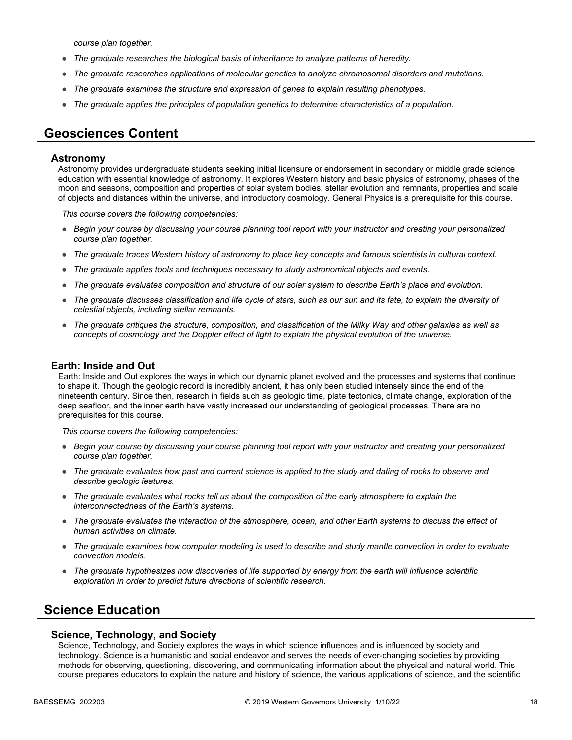course plan together.*

- *The graduate researches the biological basis of inheritance to analyze patterns of heredity.*
- *The graduate researches applications of molecular genetics to analyze chromosomal disorders and mutations.*
- *The graduate examines the structure and expression of genes to explain resulting phenotypes.*
- *The graduate applies the principles of population genetics to determine characteristics of a population.*

## Geosciences Content

### Astronomy

Astronomy provides undergraduate students seeking initial licensure or endorsement in secondary or middle grade science education with essential knowledge of astronomy. It explores Western history and basic physics of astronomy, phases of the moon and seasons, composition and properties of solar system bodies, stellar evolution and remnants, properties and scale of objects and distances within the universe, and introductory cosmology. General Physics is a prerequisite for this course.

*This course covers the following competencies:*

- *Begin your course by discussing your course planning tool report with your instructor and creating your personalized course plan together.*
- *The graduate traces Western history of astronomy to place key concepts and famous scientists in cultural context.*
- *The graduate applies tools and techniques necessary to study astronomical objects and events.*
- *The graduate evaluates composition and structure of our solar system to describe Earth's place and evolution.*
- *The graduate discusses classification and life cycle of stars, such as our sun and its fate, to explain the diversity of celestial objects, including stellar remnants.*
- *The graduate critiques the structure, composition, and classification of the Milky Way and other galaxies as well as concepts of cosmology and the Doppler effect of light to explain the physical evolution of the universe.*

### Earth: Inside and Out

Earth: Inside and Out explores the ways in which our dynamic planet evolved and the processes and systems that continue to shape it. Though the geologic record is incredibly ancient, it has only been studied intensely since the end of the nineteenth century. Since then, research in fields such as geologic time, plate tectonics, climate change, exploration of the deep seafloor, and the inner earth have vastly increased our understanding of geological processes. There are no prerequisites for this course.

*This course covers the following competencies:*

- *Begin your course by discussing your course planning tool report with your instructor and creating your personalized course plan together.*
- *The graduate evaluates how past and current science is applied to the study and dating of rocks to observe and describe geologic features.*
- *The graduate evaluates what rocks tell us about the composition of the early atmosphere to explain the interconnectedness of the Earth's systems.*
- *The graduate evaluates the interaction of the atmosphere, ocean, and other Earth systems to discuss the effect of human activities on climate.*
- *The graduate examines how computer modeling is used to describe and study mantle convection in order to evaluate convection models.*
- *The graduate hypothesizes how discoveries of life supported by energy from the earth will influence scientific exploration in order to predict future directions of scientific research.*

## Science Education

### Science, Technology, and Society

Science, Technology, and Society explores the ways in which science influences and is influenced by society and technology. Science is a humanistic and social endeavor and serves the needs of ever-changing societies by providing methods for observing, questioning, discovering, and communicating information about the physical and natural world. This course prepares educators to explain the nature and history of science, the various applications of science, and the scientific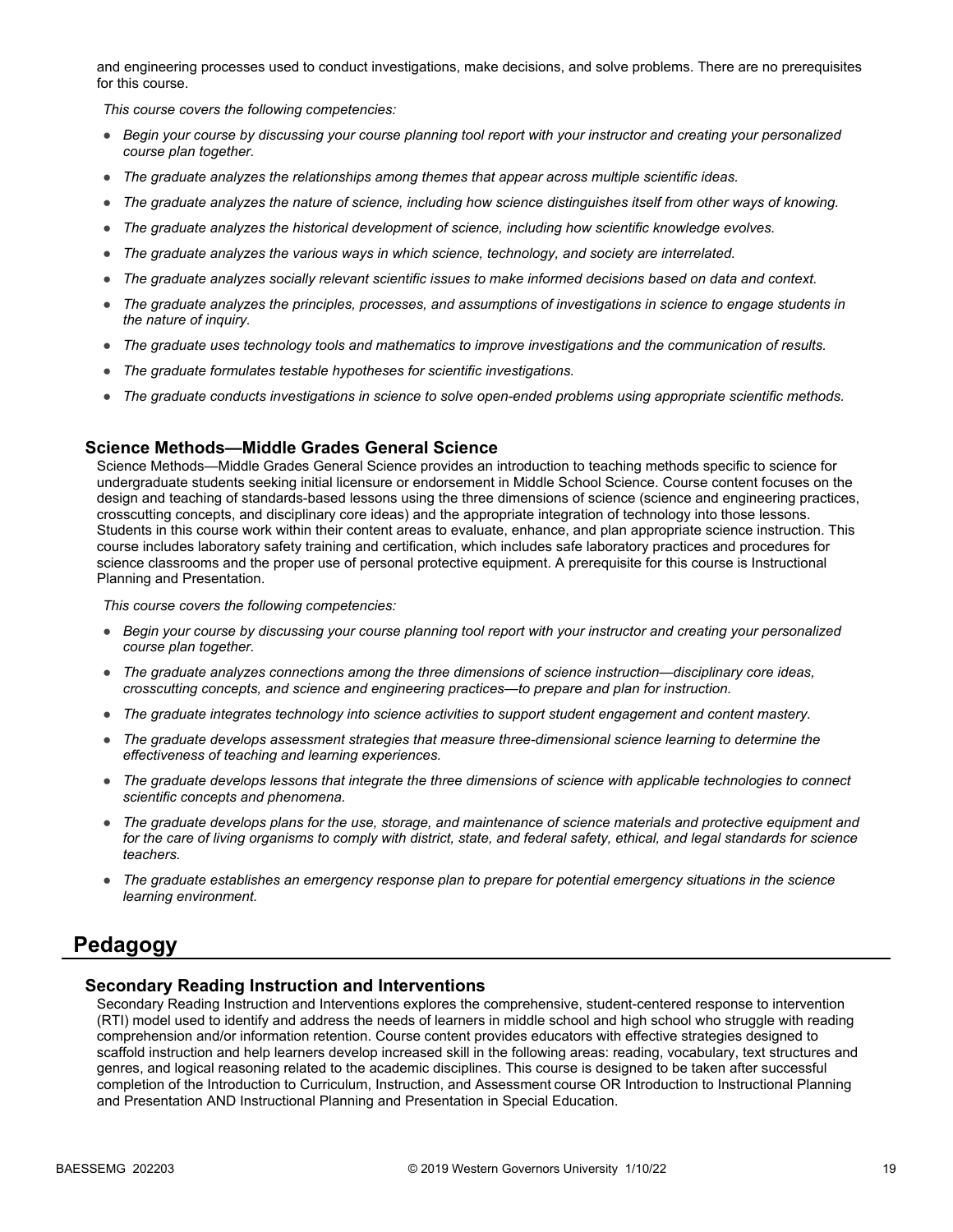and engineering processes used to conduct investigations, make decisions, and solve problems. There are no prerequisites for this course.

*This course covers the following competencies:*

- *Begin your course by discussing your course planning tool report with your instructor and creating your personalized course plan together.*
- *The graduate analyzes the relationships among themes that appear across multiple scientific ideas.*
- *The graduate analyzes the nature of science, including how science distinguishes itself from other ways of knowing.*
- *The graduate analyzes the historical development of science, including how scientific knowledge evolves.*
- *The graduate analyzes the various ways in which science, technology, and society are interrelated.*
- *The graduate analyzes socially relevant scientific issues to make informed decisions based on data and context.*
- *The graduate analyzes the principles, processes, and assumptions of investigations in science to engage students in the nature of inquiry.*
- *The graduate uses technology tools and mathematics to improve investigations and the communication of results.*
- *The graduate formulates testable hypotheses for scientific investigations.*
- *The graduate conducts investigations in science to solve open-ended problems using appropriate scientific methods.*

### Science Methods—Middle Grades General Science

Science Methods—Middle Grades General Science provides an introduction to teaching methods specific to science for undergraduate students seeking initial licensure or endorsement in Middle School Science. Course content focuses on the design and teaching of standards-based lessons using the three dimensions of science (science and engineering practices, crosscutting concepts, and disciplinary core ideas) and the appropriate integration of technology into those lessons. Students in this course work within their content areas to evaluate, enhance, and plan appropriate science instruction. This course includes laboratory safety training and certification, which includes safe laboratory practices and procedures for science classrooms and the proper use of personal protective equipment. A prerequisite for this course is Instructional Planning and Presentation.

*This course covers the following competencies:*

- *Begin your course by discussing your course planning tool report with your instructor and creating your personalized course plan together.*
- *The graduate analyzes connections among the three dimensions of science instruction—disciplinary core ideas, crosscutting concepts, and science and engineering practices—to prepare and plan for instruction.*
- *The graduate integrates technology into science activities to support student engagement and content mastery.*
- *The graduate develops assessment strategies that measure three-dimensional science learning to determine the effectiveness of teaching and learning experiences.*
- *The graduate develops lessons that integrate the three dimensions of science with applicable technologies to connect scientific concepts and phenomena.*
- *The graduate develops plans for the use, storage, and maintenance of science materials and protective equipment and for the care of living organisms to comply with district, state, and federal safety, ethical, and legal standards for science teachers.*
- *The graduate establishes an emergency response plan to prepare for potential emergency situations in the science learning environment.*

## Pedagogy

### Secondary Reading Instruction and Interventions

Secondary Reading Instruction and Interventions explores the comprehensive, student-centered response to intervention (RTI) model used to identify and address the needs of learners in middle school and high school who struggle with reading comprehension and/or information retention. Course content provides educators with effective strategies designed to scaffold instruction and help learners develop increased skill in the following areas: reading, vocabulary, text structures and genres, and logical reasoning related to the academic disciplines. This course is designed to be taken after successful completion of the Introduction to Curriculum, Instruction, and Assessment course OR Introduction to Instructional Planning and Presentation AND Instructional Planning and Presentation in Special Education.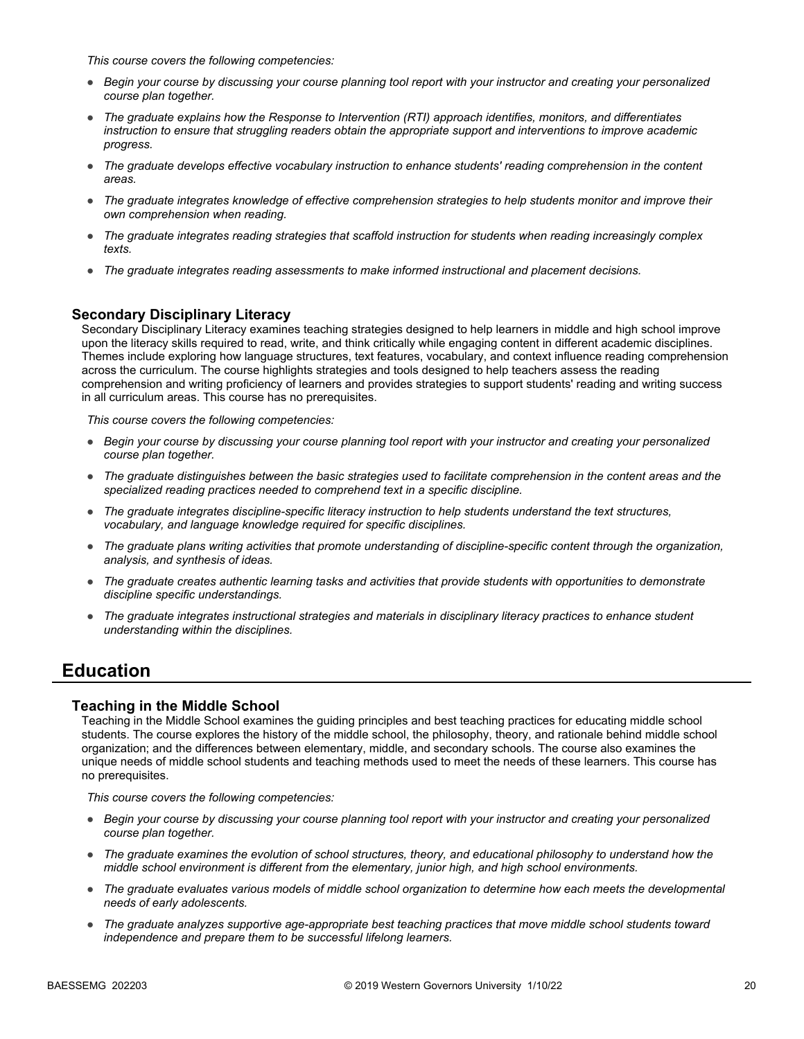*This course covers the following competencies:*

- *Begin your course by discussing your course planning tool report with your instructor and creating your personalized course plan together.*
- *The graduate explains how the Response to Intervention (RTI) approach identifies, monitors, and differentiates instruction to ensure that struggling readers obtain the appropriate support and interventions to improve academic progress.*
- *The graduate develops effective vocabulary instruction to enhance students' reading comprehension in the content areas.*
- *The graduate integrates knowledge of effective comprehension strategies to help students monitor and improve their own comprehension when reading.*
- *The graduate integrates reading strategies that scaffold instruction for students when reading increasingly complex texts.*
- *The graduate integrates reading assessments to make informed instructional and placement decisions.*

### Secondary Disciplinary Literacy

Secondary Disciplinary Literacy examines teaching strategies designed to help learners in middle and high school improve upon the literacy skills required to read, write, and think critically while engaging content in different academic disciplines. Themes include exploring how language structures, text features, vocabulary, and context influence reading comprehension across the curriculum. The course highlights strategies and tools designed to help teachers assess the reading comprehension and writing proficiency of learners and provides strategies to support students' reading and writing success in all curriculum areas. This course has no prerequisites.

*This course covers the following competencies:*

- *Begin your course by discussing your course planning tool report with your instructor and creating your personalized course plan together.*
- *The graduate distinguishes between the basic strategies used to facilitate comprehension in the content areas and the specialized reading practices needed to comprehend text in a specific discipline.*
- *The graduate integrates discipline-specific literacy instruction to help students understand the text structures, vocabulary, and language knowledge required for specific disciplines.*
- *The graduate plans writing activities that promote understanding of discipline-specific content through the organization, analysis, and synthesis of ideas.*
- *The graduate creates authentic learning tasks and activities that provide students with opportunities to demonstrate discipline specific understandings.*
- *The graduate integrates instructional strategies and materials in disciplinary literacy practices to enhance student understanding within the disciplines.*

## Education

### Teaching in the Middle School

Teaching in the Middle School examines the guiding principles and best teaching practices for educating middle school students. The course explores the history of the middle school, the philosophy, theory, and rationale behind middle school organization; and the differences between elementary, middle, and secondary schools. The course also examines the unique needs of middle school students and teaching methods used to meet the needs of these learners. This course has no prerequisites.

*This course covers the following competencies:*

- *Begin your course by discussing your course planning tool report with your instructor and creating your personalized course plan together.*
- *The graduate examines the evolution of school structures, theory, and educational philosophy to understand how the middle school environment is different from the elementary, junior high, and high school environments.*
- *The graduate evaluates various models of middle school organization to determine how each meets the developmental needs of early adolescents.*
- *The graduate analyzes supportive age-appropriate best teaching practices that move middle school students toward independence and prepare them to be successful lifelong learners.*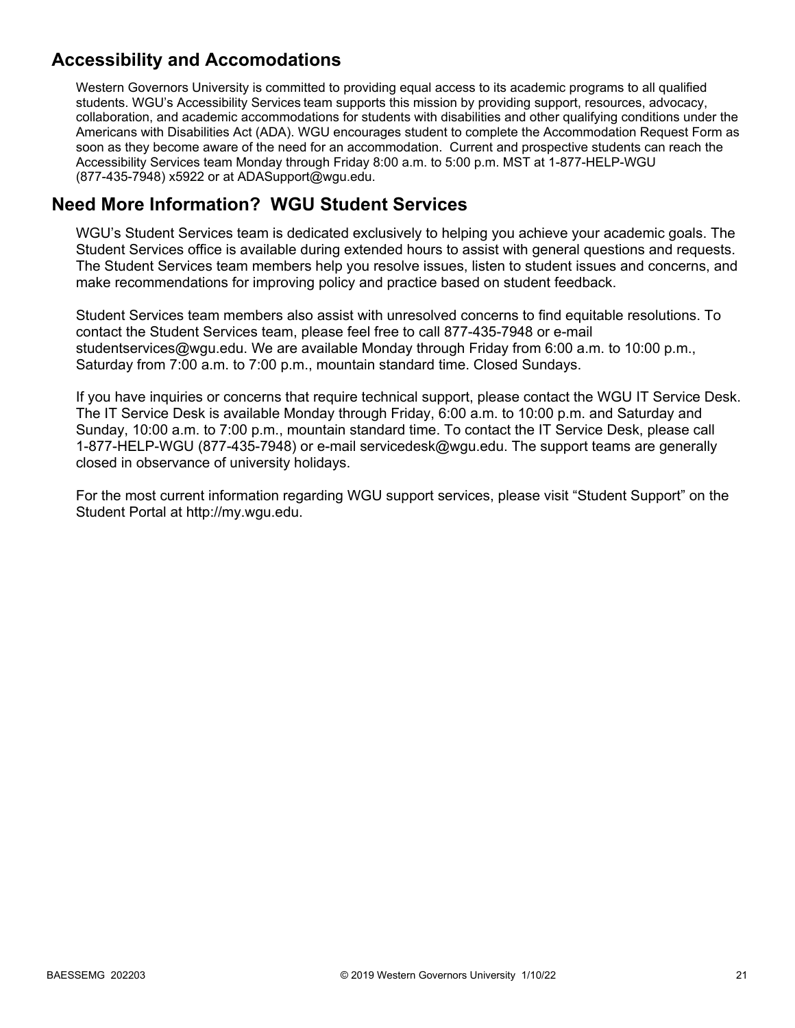## Accessibility and Accomodations

Western Governors University is committed to providing equal access to its academic programs to all qualified students. WGU's Accessibility Services team supports this mission by providing support, resources, advocacy, collaboration, and academic accommodations for students with disabilities and other qualifying conditions under the Americans with Disabilities Act (ADA). WGU encourages student to complete the Accommodation Request Form as soon as they become aware of the need for an accommodation. Current and prospective students can reach the Accessibility Services team Monday through Friday 8:00 a.m. to 5:00 p.m. MST at 1-877-HELP-WGU (877-435-7948) x5922 or at ADASupport@wgu.edu.

## Need More Information? WGU Student Services

WGU's Student Services team is dedicated exclusively to helping you achieve your academic goals. The Student Services office is available during extended hours to assist with general questions and requests. The Student Services team members help you resolve issues, listen to student issues and concerns, and make recommendations for improving policy and practice based on student feedback.

Student Services team members also assist with unresolved concerns to find equitable resolutions. To contact the Student Services team, please feel free to call 877-435-7948 or e-mail studentservices@wgu.edu. We are available Monday through Friday from 6:00 a.m. to 10:00 p.m., Saturday from 7:00 a.m. to 7:00 p.m., mountain standard time. Closed Sundays.

If you have inquiries or concerns that require technical support, please contact the WGU IT Service Desk. The IT Service Desk is available Monday through Friday, 6:00 a.m. to 10:00 p.m. and Saturday and Sunday, 10:00 a.m. to 7:00 p.m., mountain standard time. To contact the IT Service Desk, please call 1-877-HELP-WGU (877-435-7948) or e-mail servicedesk@wgu.edu. The support teams are generally closed in observance of university holidays.

For the most current information regarding WGU support services, please visit "Student Support" on the Student Portal at http://my.wgu.edu.